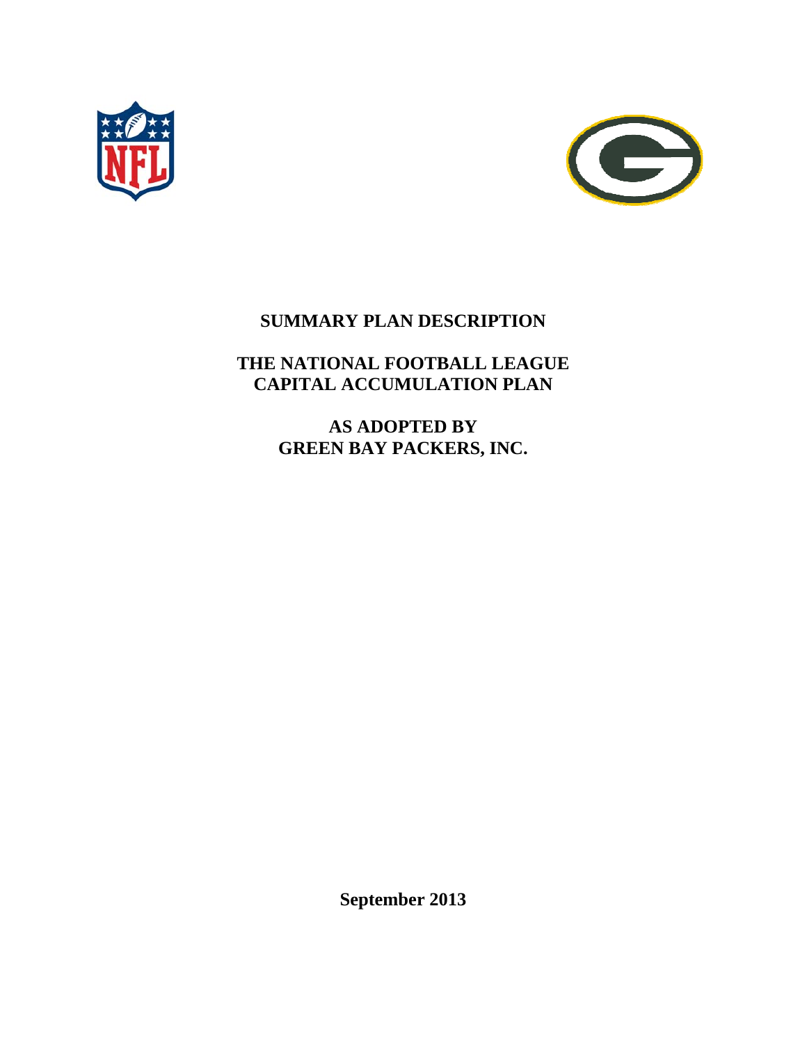# SUMMARY PLAN DESCRIPTION

## THE NATIONAL FOOTBALL LEAGUE CAPITAL ACCUMULATION PLAN

## AS ADOPTED BY GREEN BAY PACKERS, INC.

**September 2013**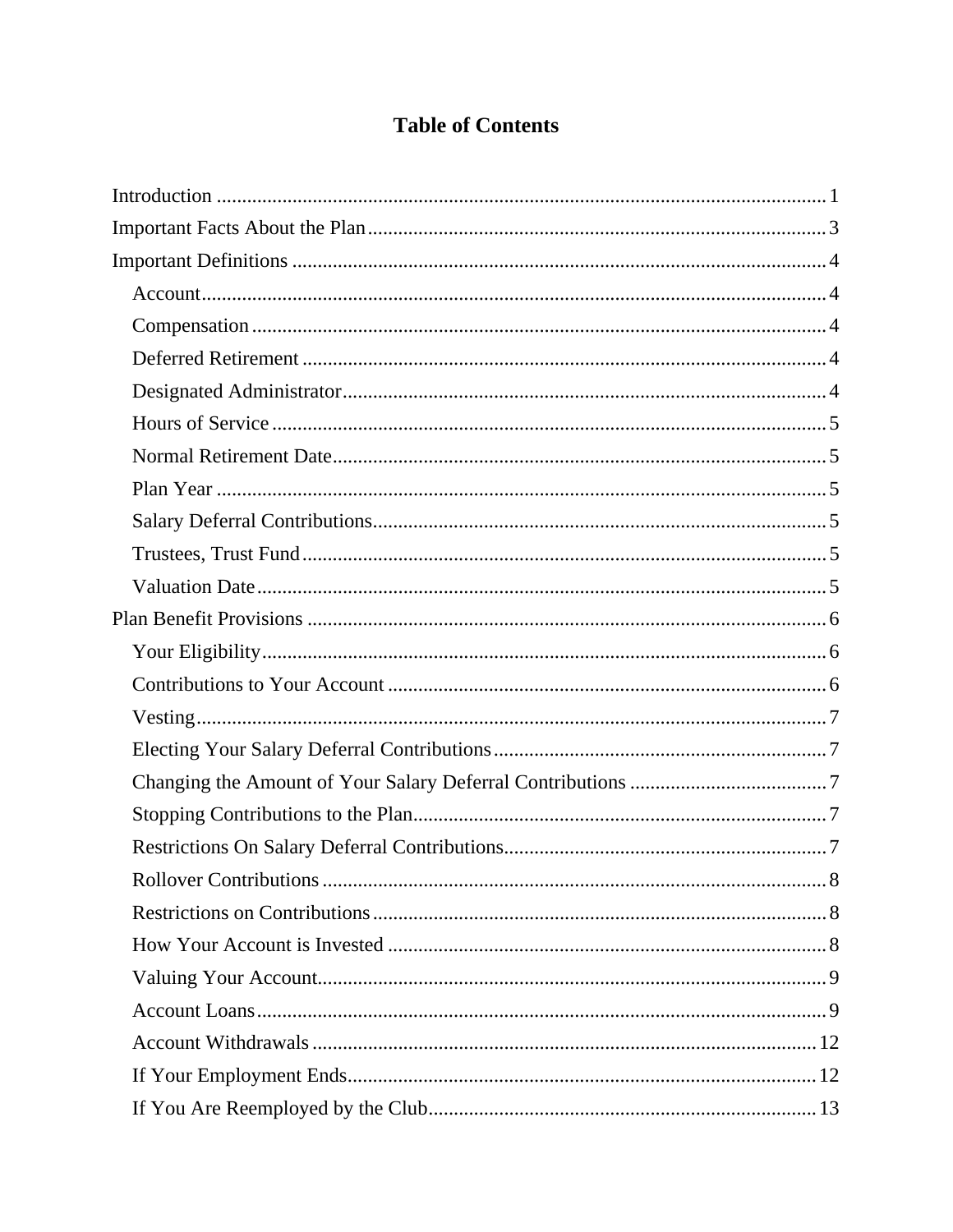# Table of Contents

Introduction ........................................................................................................ 1
Important Facts About the Plan.......................................................................... 3
Important Definitions ......................................................................................... 4
- Account.......................................................................................................... 4
- Compensation ................................................................................................ 4
- Deferred Retirement ...................................................................................... 4
- Designated Administrator.............................................................................. 4
- Hours of Service ............................................................................................ 5
- Normal Retirement Date................................................................................ 5
- Plan Year ........................................................................................................ 5
- Salary Deferral Contributions........................................................................ 5
- Trustees, Trust Fund...................................................................................... 5
- Valuation Date............................................................................................... 5

Plan Benefit Provisions ...................................................................................... 6
- Your Eligibility.............................................................................................. 6
- Contributions to Your Account ..................................................................... 6
- Vesting........................................................................................................... 7
- Electing Your Salary Deferral Contributions................................................. 7
- Changing the Amount of Your Salary Deferral Contributions ...................... 7
- Stopping Contributions to the Plan................................................................ 7
- Restrictions On Salary Deferral Contributions............................................... 7
- Rollover Contributions .................................................................................. 8
- Restrictions on Contributions......................................................................... 8
- How Your Account is Invested ..................................................................... 8
- Valuing Your Account................................................................................... 9
- Account Loans............................................................................................... 9
- Account Withdrawals ................................................................................... 12
- If Your Employment Ends............................................................................ 12
- If You Are Reemployed by the Club............................................................ 13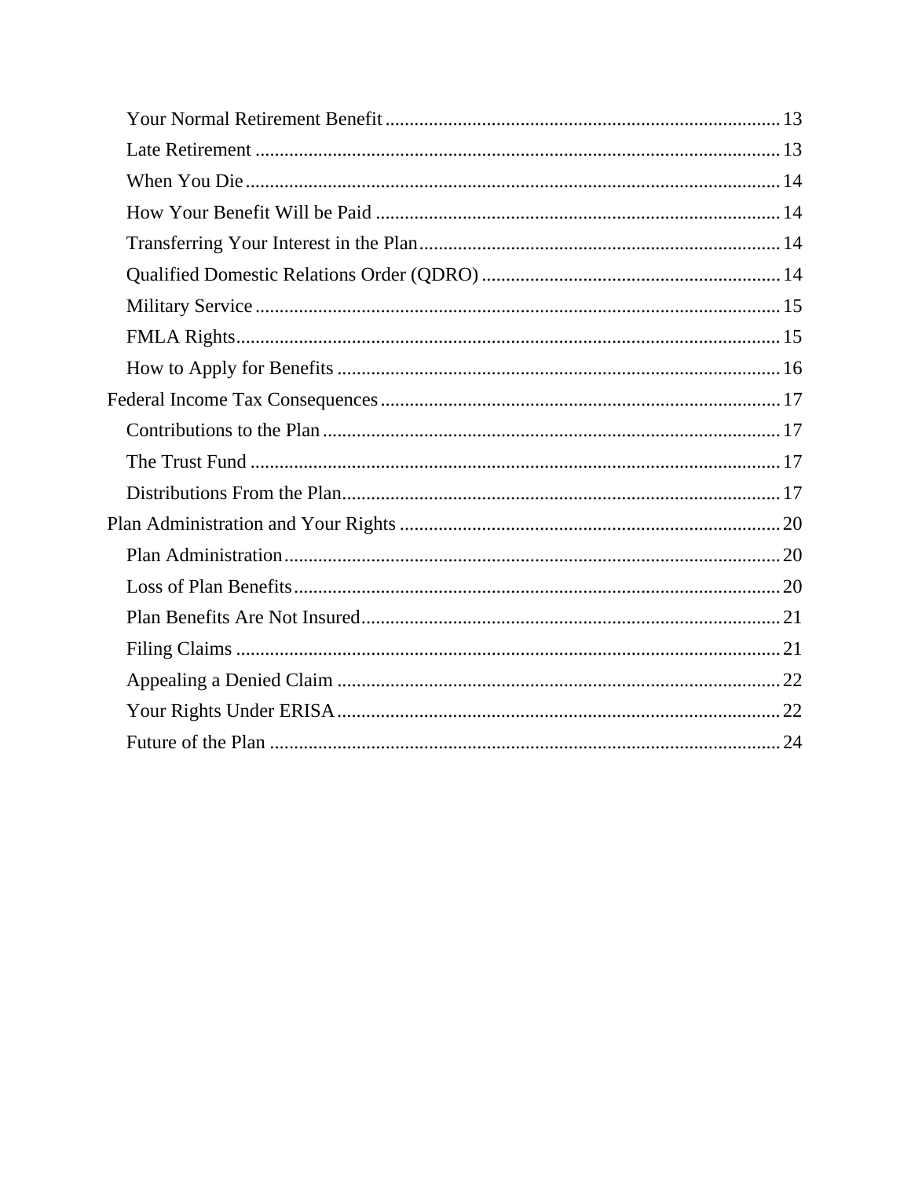- Your Normal Retirement Benefit ........ 13
- Late Retirement ........ 13
- When You Die ........ 14
- How Your Benefit Will be Paid ........ 14
- Transferring Your Interest in the Plan ........ 14
- Qualified Domestic Relations Order (QDRO) ........ 14
- Military Service ........ 15
- FMLA Rights ........ 15
- How to Apply for Benefits ........ 16

Federal Income Tax Consequences ........ 17

- Contributions to the Plan ........ 17
- The Trust Fund ........ 17
- Distributions From the Plan ........ 17

Plan Administration and Your Rights ........ 20

- Plan Administration ........ 20
- Loss of Plan Benefits ........ 20
- Plan Benefits Are Not Insured ........ 21
- Filing Claims ........ 21
- Appealing a Denied Claim ........ 22
- Your Rights Under ERISA ........ 22
- Future of the Plan ........ 24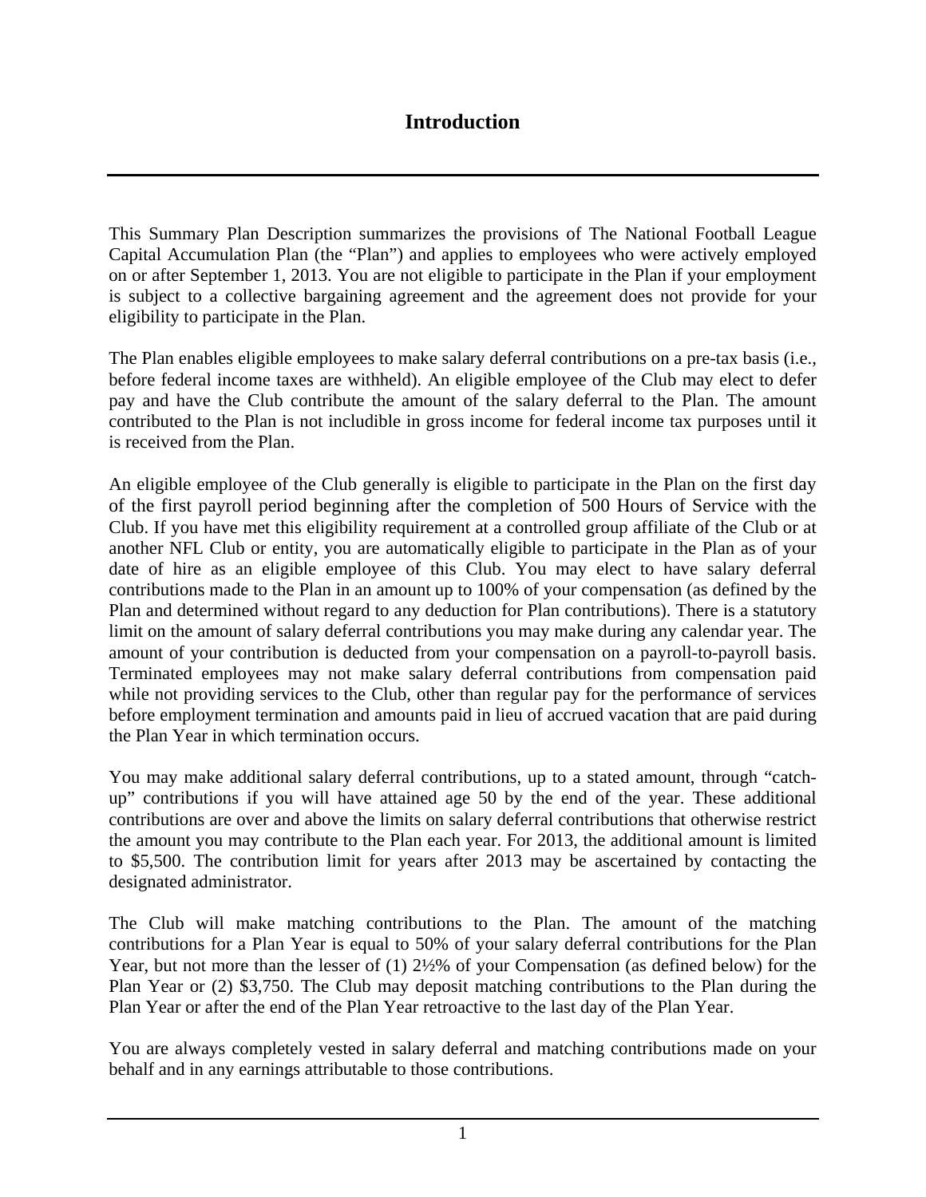# Introduction

This Summary Plan Description summarizes the provisions of The National Football League Capital Accumulation Plan (the "Plan") and applies to employees who were actively employed on or after September 1, 2013. You are not eligible to participate in the Plan if your employment is subject to a collective bargaining agreement and the agreement does not provide for your eligibility to participate in the Plan.

The Plan enables eligible employees to make salary deferral contributions on a pre-tax basis (i.e., before federal income taxes are withheld). An eligible employee of the Club may elect to defer pay and have the Club contribute the amount of the salary deferral to the Plan. The amount contributed to the Plan is not includible in gross income for federal income tax purposes until it is received from the Plan.

An eligible employee of the Club generally is eligible to participate in the Plan on the first day of the first payroll period beginning after the completion of 500 Hours of Service with the Club. If you have met this eligibility requirement at a controlled group affiliate of the Club or at another NFL Club or entity, you are automatically eligible to participate in the Plan as of your date of hire as an eligible employee of this Club. You may elect to have salary deferral contributions made to the Plan in an amount up to 100% of your compensation (as defined by the Plan and determined without regard to any deduction for Plan contributions). There is a statutory limit on the amount of salary deferral contributions you may make during any calendar year. The amount of your contribution is deducted from your compensation on a payroll-to-payroll basis. Terminated employees may not make salary deferral contributions from compensation paid while not providing services to the Club, other than regular pay for the performance of services before employment termination and amounts paid in lieu of accrued vacation that are paid during the Plan Year in which termination occurs.

You may make additional salary deferral contributions, up to a stated amount, through "catch-up" contributions if you will have attained age 50 by the end of the year. These additional contributions are over and above the limits on salary deferral contributions that otherwise restrict the amount you may contribute to the Plan each year. For 2013, the additional amount is limited to $5,500. The contribution limit for years after 2013 may be ascertained by contacting the designated administrator.

The Club will make matching contributions to the Plan. The amount of the matching contributions for a Plan Year is equal to 50% of your salary deferral contributions for the Plan Year, but not more than the lesser of (1) 2½% of your Compensation (as defined below) for the Plan Year or (2) $3,750. The Club may deposit matching contributions to the Plan during the Plan Year or after the end of the Plan Year retroactive to the last day of the Plan Year.

You are always completely vested in salary deferral and matching contributions made on your behalf and in any earnings attributable to those contributions.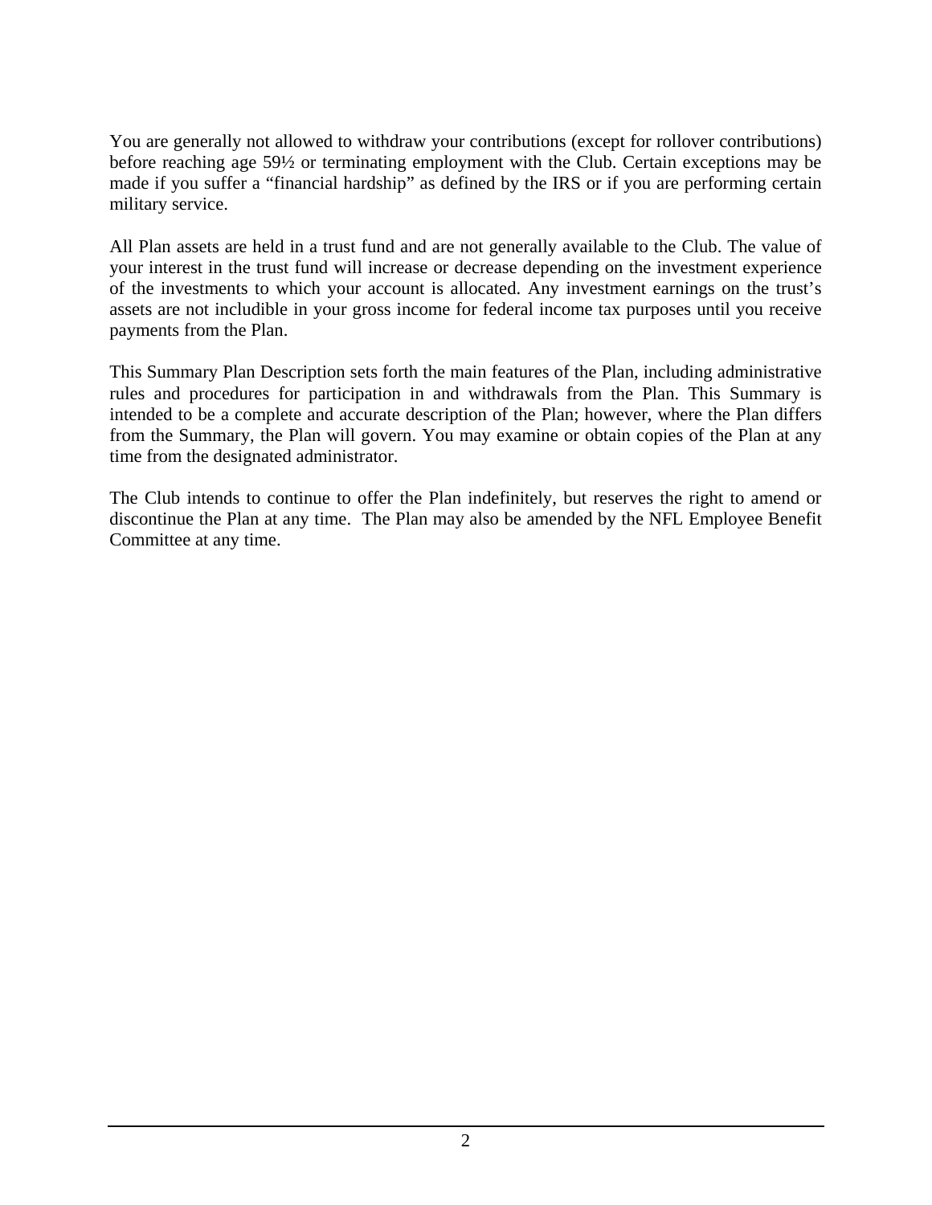You are generally not allowed to withdraw your contributions (except for rollover contributions) before reaching age 59½ or terminating employment with the Club. Certain exceptions may be made if you suffer a "financial hardship" as defined by the IRS or if you are performing certain military service.

All Plan assets are held in a trust fund and are not generally available to the Club. The value of your interest in the trust fund will increase or decrease depending on the investment experience of the investments to which your account is allocated. Any investment earnings on the trust's assets are not includible in your gross income for federal income tax purposes until you receive payments from the Plan.

This Summary Plan Description sets forth the main features of the Plan, including administrative rules and procedures for participation in and withdrawals from the Plan. This Summary is intended to be a complete and accurate description of the Plan; however, where the Plan differs from the Summary, the Plan will govern. You may examine or obtain copies of the Plan at any time from the designated administrator.

The Club intends to continue to offer the Plan indefinitely, but reserves the right to amend or discontinue the Plan at any time. The Plan may also be amended by the NFL Employee Benefit Committee at any time.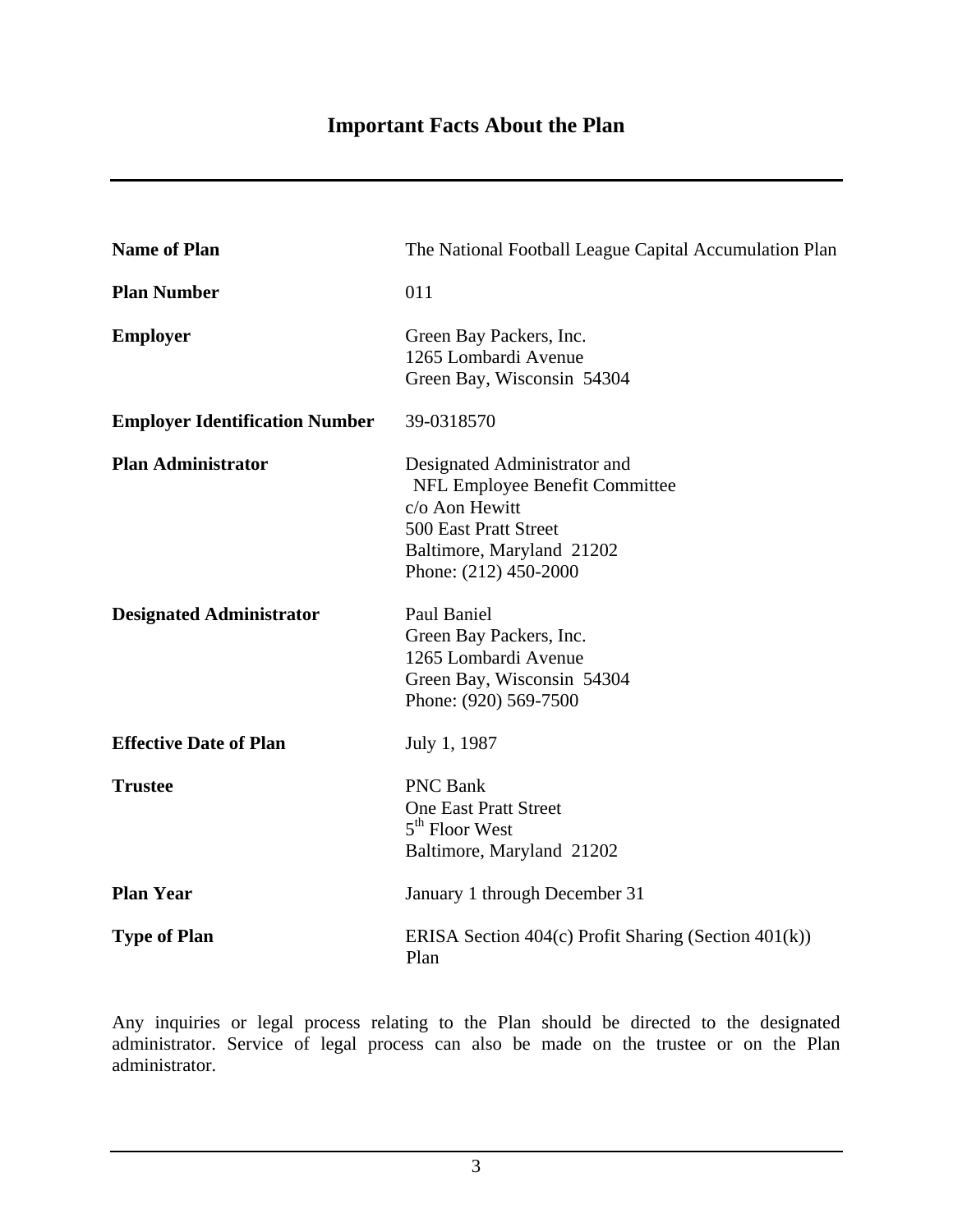# Important Facts About the Plan

| | |
|---|---|
| **Name of Plan** | The National Football League Capital Accumulation Plan |
| **Plan Number** | 011 |
| **Employer** | Green Bay Packers, Inc.<br>1265 Lombardi Avenue<br>Green Bay, Wisconsin 54304 |
| **Employer Identification Number** | 39-0318570 |
| **Plan Administrator** | Designated Administrator and<br>NFL Employee Benefit Committee<br>c/o Aon Hewitt<br>500 East Pratt Street<br>Baltimore, Maryland 21202<br>Phone: (212) 450-2000 |
| **Designated Administrator** | Paul Baniel<br>Green Bay Packers, Inc.<br>1265 Lombardi Avenue<br>Green Bay, Wisconsin 54304<br>Phone: (920) 569-7500 |
| **Effective Date of Plan** | July 1, 1987 |
| **Trustee** | PNC Bank<br>One East Pratt Street<br>5th Floor West<br>Baltimore, Maryland 21202 |
| **Plan Year** | January 1 through December 31 |
| **Type of Plan** | ERISA Section 404(c) Profit Sharing (Section 401(k)) Plan |

Any inquiries or legal process relating to the Plan should be directed to the designated administrator. Service of legal process can also be made on the trustee or on the Plan administrator.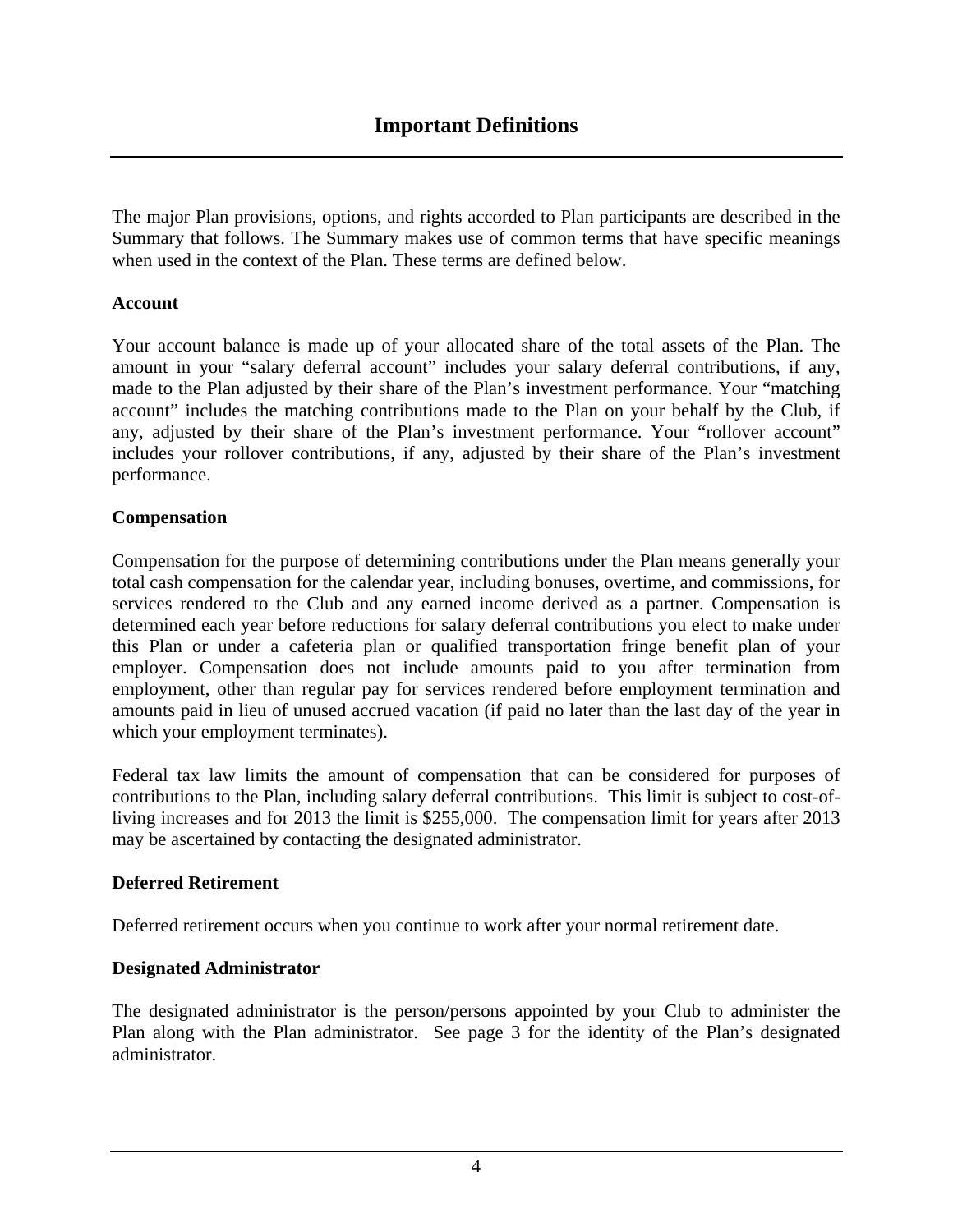# Important Definitions

The major Plan provisions, options, and rights accorded to Plan participants are described in the Summary that follows. The Summary makes use of common terms that have specific meanings when used in the context of the Plan. These terms are defined below.

**Account**

Your account balance is made up of your allocated share of the total assets of the Plan. The amount in your "salary deferral account" includes your salary deferral contributions, if any, made to the Plan adjusted by their share of the Plan's investment performance. Your "matching account" includes the matching contributions made to the Plan on your behalf by the Club, if any, adjusted by their share of the Plan's investment performance. Your "rollover account" includes your rollover contributions, if any, adjusted by their share of the Plan's investment performance.

**Compensation**

Compensation for the purpose of determining contributions under the Plan means generally your total cash compensation for the calendar year, including bonuses, overtime, and commissions, for services rendered to the Club and any earned income derived as a partner. Compensation is determined each year before reductions for salary deferral contributions you elect to make under this Plan or under a cafeteria plan or qualified transportation fringe benefit plan of your employer. Compensation does not include amounts paid to you after termination from employment, other than regular pay for services rendered before employment termination and amounts paid in lieu of unused accrued vacation (if paid no later than the last day of the year in which your employment terminates).

Federal tax law limits the amount of compensation that can be considered for purposes of contributions to the Plan, including salary deferral contributions. This limit is subject to cost-of-living increases and for 2013 the limit is $255,000. The compensation limit for years after 2013 may be ascertained by contacting the designated administrator.

**Deferred Retirement**

Deferred retirement occurs when you continue to work after your normal retirement date.

**Designated Administrator**

The designated administrator is the person/persons appointed by your Club to administer the Plan along with the Plan administrator. See page 3 for the identity of the Plan's designated administrator.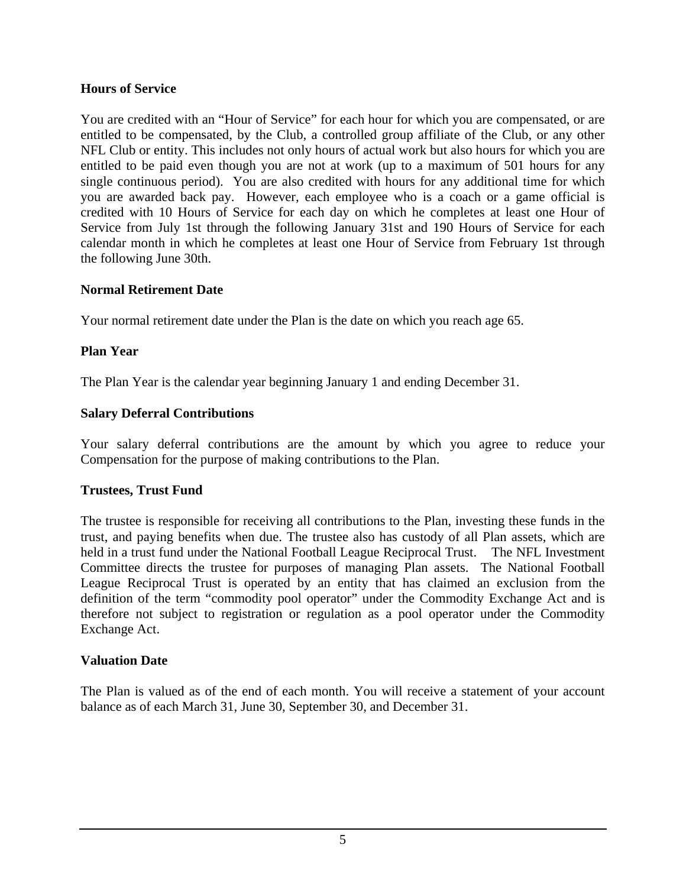**Hours of Service**

You are credited with an "Hour of Service" for each hour for which you are compensated, or are entitled to be compensated, by the Club, a controlled group affiliate of the Club, or any other NFL Club or entity. This includes not only hours of actual work but also hours for which you are entitled to be paid even though you are not at work (up to a maximum of 501 hours for any single continuous period). You are also credited with hours for any additional time for which you are awarded back pay. However, each employee who is a coach or a game official is credited with 10 Hours of Service for each day on which he completes at least one Hour of Service from July 1st through the following January 31st and 190 Hours of Service for each calendar month in which he completes at least one Hour of Service from February 1st through the following June 30th.

**Normal Retirement Date**

Your normal retirement date under the Plan is the date on which you reach age 65.

**Plan Year**

The Plan Year is the calendar year beginning January 1 and ending December 31.

**Salary Deferral Contributions**

Your salary deferral contributions are the amount by which you agree to reduce your Compensation for the purpose of making contributions to the Plan.

**Trustees, Trust Fund**

The trustee is responsible for receiving all contributions to the Plan, investing these funds in the trust, and paying benefits when due. The trustee also has custody of all Plan assets, which are held in a trust fund under the National Football League Reciprocal Trust. The NFL Investment Committee directs the trustee for purposes of managing Plan assets. The National Football League Reciprocal Trust is operated by an entity that has claimed an exclusion from the definition of the term "commodity pool operator" under the Commodity Exchange Act and is therefore not subject to registration or regulation as a pool operator under the Commodity Exchange Act.

**Valuation Date**

The Plan is valued as of the end of each month. You will receive a statement of your account balance as of each March 31, June 30, September 30, and December 31.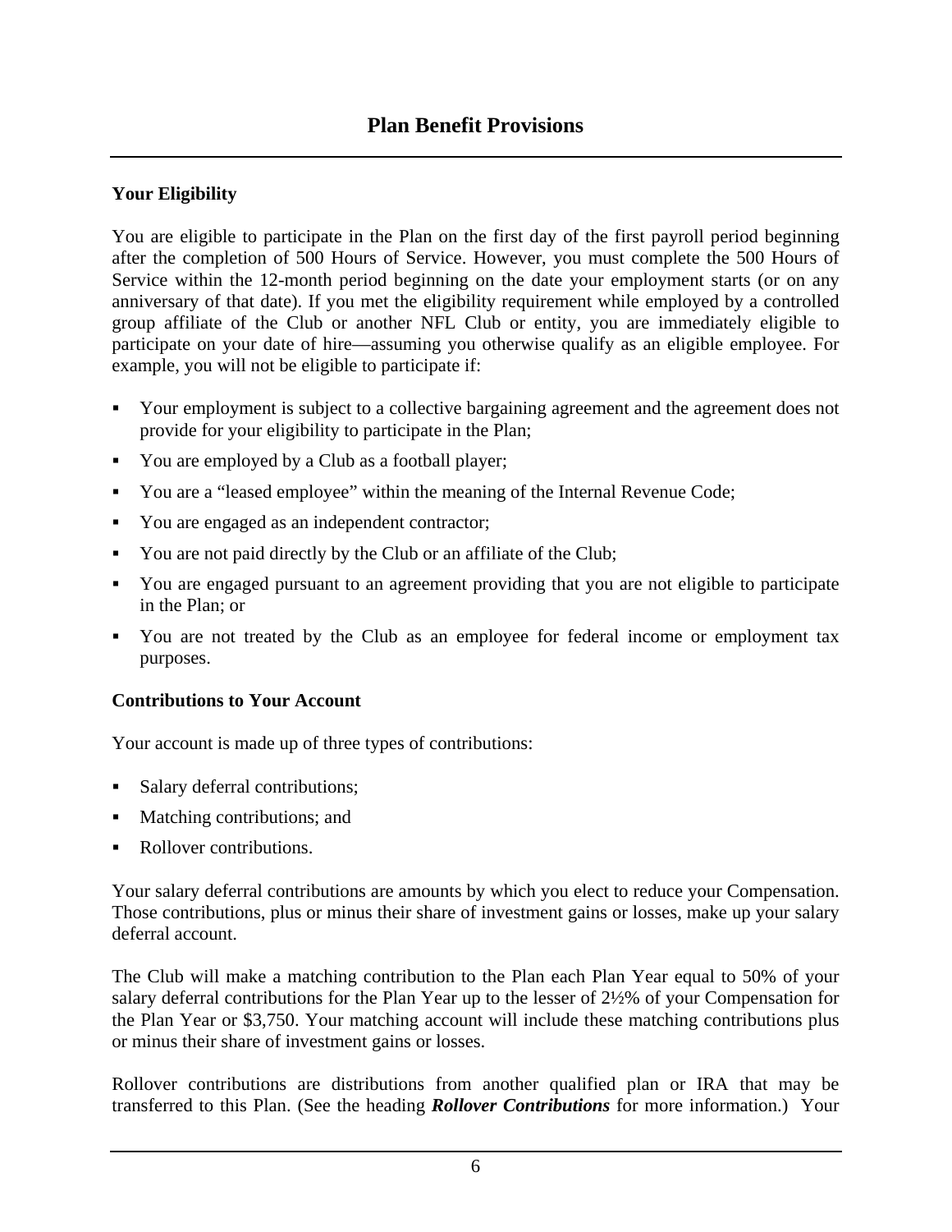# Plan Benefit Provisions

## Your Eligibility

You are eligible to participate in the Plan on the first day of the first payroll period beginning after the completion of 500 Hours of Service. However, you must complete the 500 Hours of Service within the 12-month period beginning on the date your employment starts (or on any anniversary of that date). If you met the eligibility requirement while employed by a controlled group affiliate of the Club or another NFL Club or entity, you are immediately eligible to participate on your date of hire—assuming you otherwise qualify as an eligible employee. For example, you will not be eligible to participate if:

- Your employment is subject to a collective bargaining agreement and the agreement does not provide for your eligibility to participate in the Plan;
- You are employed by a Club as a football player;
- You are a "leased employee" within the meaning of the Internal Revenue Code;
- You are engaged as an independent contractor;
- You are not paid directly by the Club or an affiliate of the Club;
- You are engaged pursuant to an agreement providing that you are not eligible to participate in the Plan; or
- You are not treated by the Club as an employee for federal income or employment tax purposes.

## Contributions to Your Account

Your account is made up of three types of contributions:

- Salary deferral contributions;
- Matching contributions; and
- Rollover contributions.

Your salary deferral contributions are amounts by which you elect to reduce your Compensation. Those contributions, plus or minus their share of investment gains or losses, make up your salary deferral account.

The Club will make a matching contribution to the Plan each Plan Year equal to 50% of your salary deferral contributions for the Plan Year up to the lesser of 2½% of your Compensation for the Plan Year or $3,750. Your matching account will include these matching contributions plus or minus their share of investment gains or losses.

Rollover contributions are distributions from another qualified plan or IRA that may be transferred to this Plan. (See the heading ***Rollover Contributions*** for more information.) Your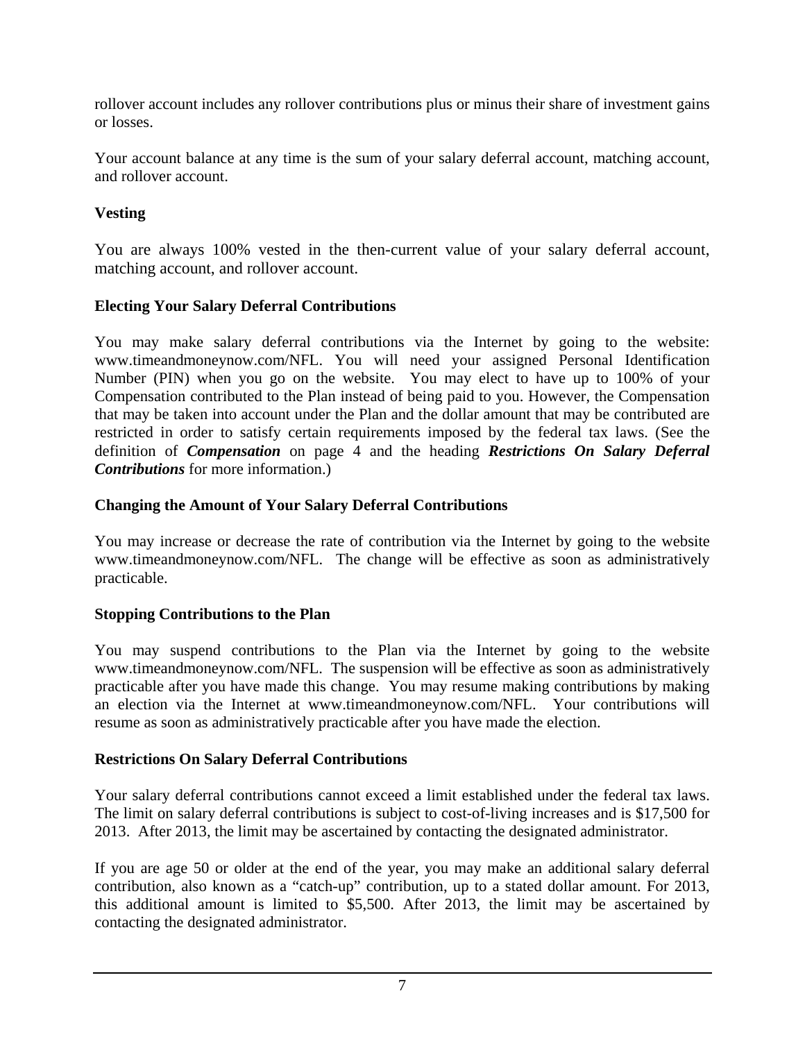rollover account includes any rollover contributions plus or minus their share of investment gains or losses.

Your account balance at any time is the sum of your salary deferral account, matching account, and rollover account.

### Vesting

You are always 100% vested in the then-current value of your salary deferral account, matching account, and rollover account.

### Electing Your Salary Deferral Contributions

You may make salary deferral contributions via the Internet by going to the website: www.timeandmoneynow.com/NFL. You will need your assigned Personal Identification Number (PIN) when you go on the website. You may elect to have up to 100% of your Compensation contributed to the Plan instead of being paid to you. However, the Compensation that may be taken into account under the Plan and the dollar amount that may be contributed are restricted in order to satisfy certain requirements imposed by the federal tax laws. (See the definition of ***Compensation*** on page 4 and the heading ***Restrictions On Salary Deferral Contributions*** for more information.)

### Changing the Amount of Your Salary Deferral Contributions

You may increase or decrease the rate of contribution via the Internet by going to the website www.timeandmoneynow.com/NFL. The change will be effective as soon as administratively practicable.

### Stopping Contributions to the Plan

You may suspend contributions to the Plan via the Internet by going to the website www.timeandmoneynow.com/NFL. The suspension will be effective as soon as administratively practicable after you have made this change. You may resume making contributions by making an election via the Internet at www.timeandmoneynow.com/NFL. Your contributions will resume as soon as administratively practicable after you have made the election.

### Restrictions On Salary Deferral Contributions

Your salary deferral contributions cannot exceed a limit established under the federal tax laws. The limit on salary deferral contributions is subject to cost-of-living increases and is $17,500 for 2013. After 2013, the limit may be ascertained by contacting the designated administrator.

If you are age 50 or older at the end of the year, you may make an additional salary deferral contribution, also known as a “catch-up” contribution, up to a stated dollar amount. For 2013, this additional amount is limited to $5,500. After 2013, the limit may be ascertained by contacting the designated administrator.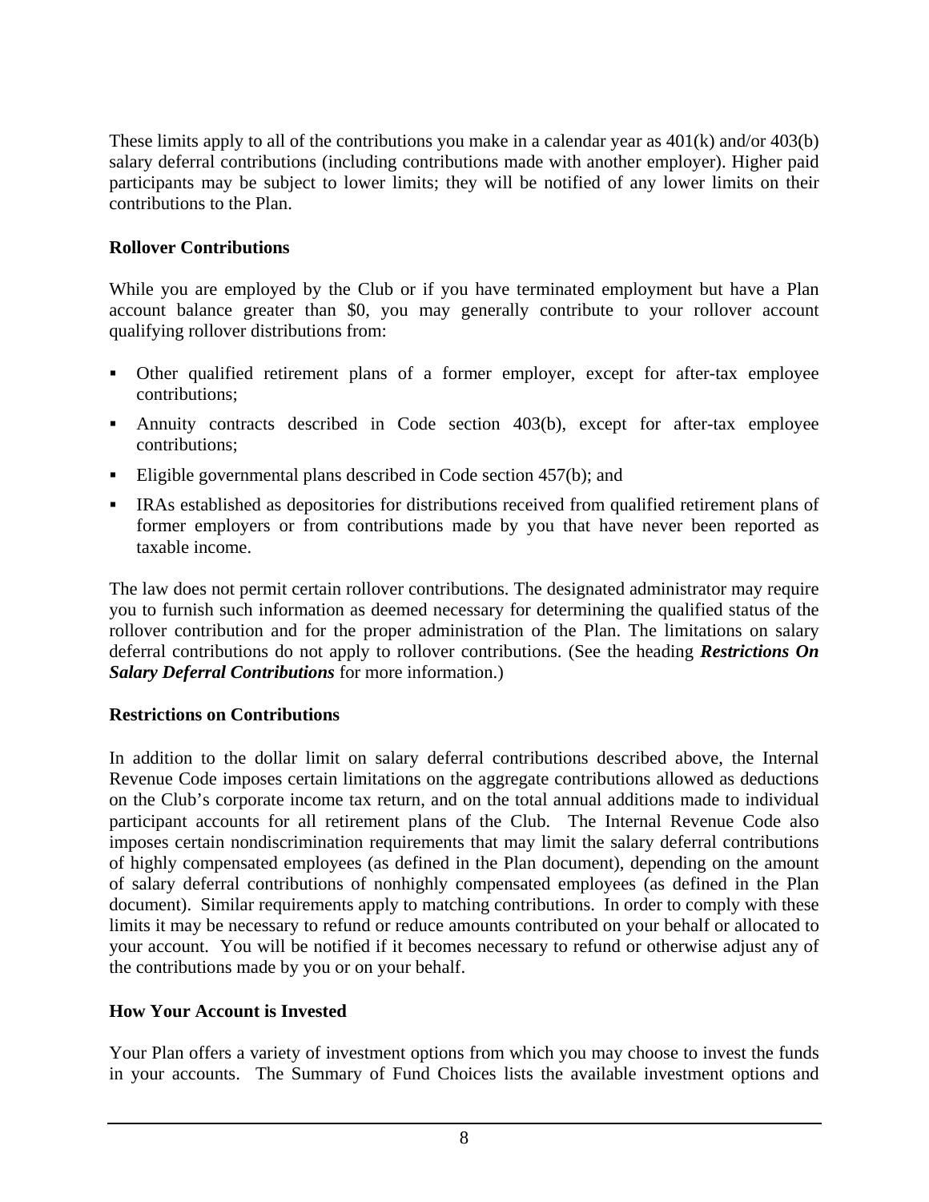These limits apply to all of the contributions you make in a calendar year as 401(k) and/or 403(b) salary deferral contributions (including contributions made with another employer). Higher paid participants may be subject to lower limits; they will be notified of any lower limits on their contributions to the Plan.

**Rollover Contributions**

While you are employed by the Club or if you have terminated employment but have a Plan account balance greater than $0, you may generally contribute to your rollover account qualifying rollover distributions from:

- Other qualified retirement plans of a former employer, except for after-tax employee contributions;
- Annuity contracts described in Code section 403(b), except for after-tax employee contributions;
- Eligible governmental plans described in Code section 457(b); and
- IRAs established as depositories for distributions received from qualified retirement plans of former employers or from contributions made by you that have never been reported as taxable income.

The law does not permit certain rollover contributions. The designated administrator may require you to furnish such information as deemed necessary for determining the qualified status of the rollover contribution and for the proper administration of the Plan. The limitations on salary deferral contributions do not apply to rollover contributions. (See the heading ***Restrictions On Salary Deferral Contributions*** for more information.)

**Restrictions on Contributions**

In addition to the dollar limit on salary deferral contributions described above, the Internal Revenue Code imposes certain limitations on the aggregate contributions allowed as deductions on the Club's corporate income tax return, and on the total annual additions made to individual participant accounts for all retirement plans of the Club. The Internal Revenue Code also imposes certain nondiscrimination requirements that may limit the salary deferral contributions of highly compensated employees (as defined in the Plan document), depending on the amount of salary deferral contributions of nonhighly compensated employees (as defined in the Plan document). Similar requirements apply to matching contributions. In order to comply with these limits it may be necessary to refund or reduce amounts contributed on your behalf or allocated to your account. You will be notified if it becomes necessary to refund or otherwise adjust any of the contributions made by you or on your behalf.

**How Your Account is Invested**

Your Plan offers a variety of investment options from which you may choose to invest the funds in your accounts. The Summary of Fund Choices lists the available investment options and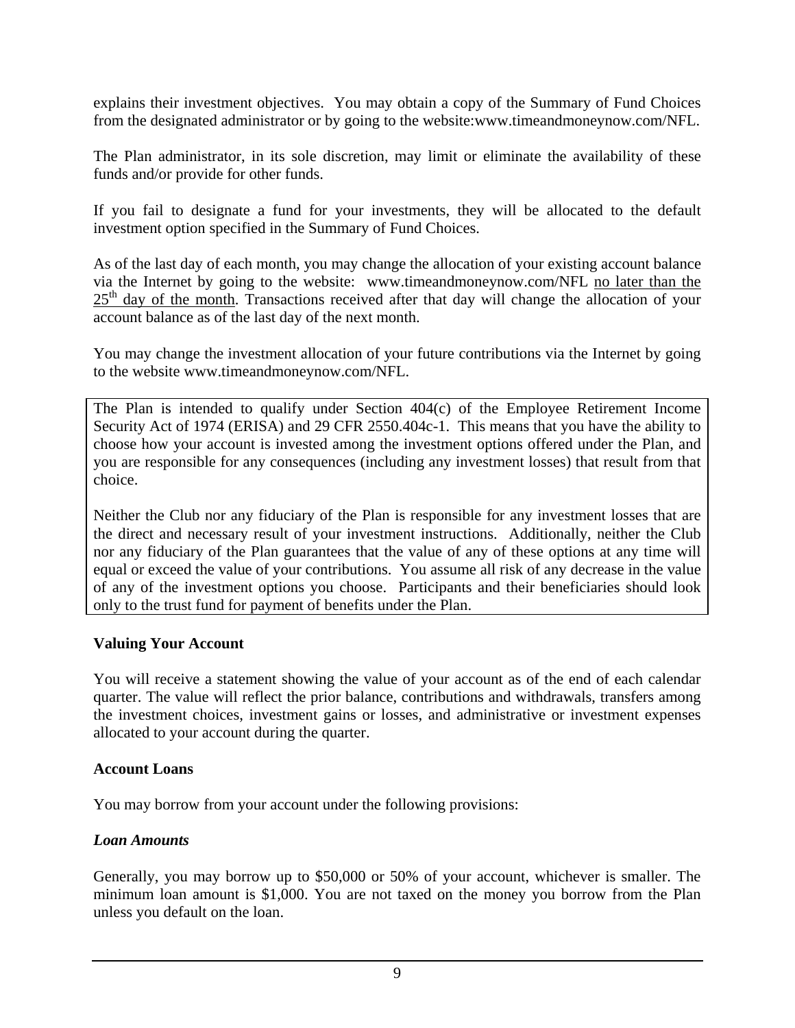explains their investment objectives. You may obtain a copy of the Summary of Fund Choices from the designated administrator or by going to the website:www.timeandmoneynow.com/NFL.

The Plan administrator, in its sole discretion, may limit or eliminate the availability of these funds and/or provide for other funds.

If you fail to designate a fund for your investments, they will be allocated to the default investment option specified in the Summary of Fund Choices.

As of the last day of each month, you may change the allocation of your existing account balance via the Internet by going to the website: www.timeandmoneynow.com/NFL no later than the 25th day of the month. Transactions received after that day will change the allocation of your account balance as of the last day of the next month.

You may change the investment allocation of your future contributions via the Internet by going to the website www.timeandmoneynow.com/NFL.

The Plan is intended to qualify under Section 404(c) of the Employee Retirement Income Security Act of 1974 (ERISA) and 29 CFR 2550.404c-1. This means that you have the ability to choose how your account is invested among the investment options offered under the Plan, and you are responsible for any consequences (including any investment losses) that result from that choice.

Neither the Club nor any fiduciary of the Plan is responsible for any investment losses that are the direct and necessary result of your investment instructions. Additionally, neither the Club nor any fiduciary of the Plan guarantees that the value of any of these options at any time will equal or exceed the value of your contributions. You assume all risk of any decrease in the value of any of the investment options you choose. Participants and their beneficiaries should look only to the trust fund for payment of benefits under the Plan.

**Valuing Your Account**

You will receive a statement showing the value of your account as of the end of each calendar quarter. The value will reflect the prior balance, contributions and withdrawals, transfers among the investment choices, investment gains or losses, and administrative or investment expenses allocated to your account during the quarter.

**Account Loans**

You may borrow from your account under the following provisions:

***Loan Amounts***

Generally, you may borrow up to $50,000 or 50% of your account, whichever is smaller. The minimum loan amount is $1,000. You are not taxed on the money you borrow from the Plan unless you default on the loan.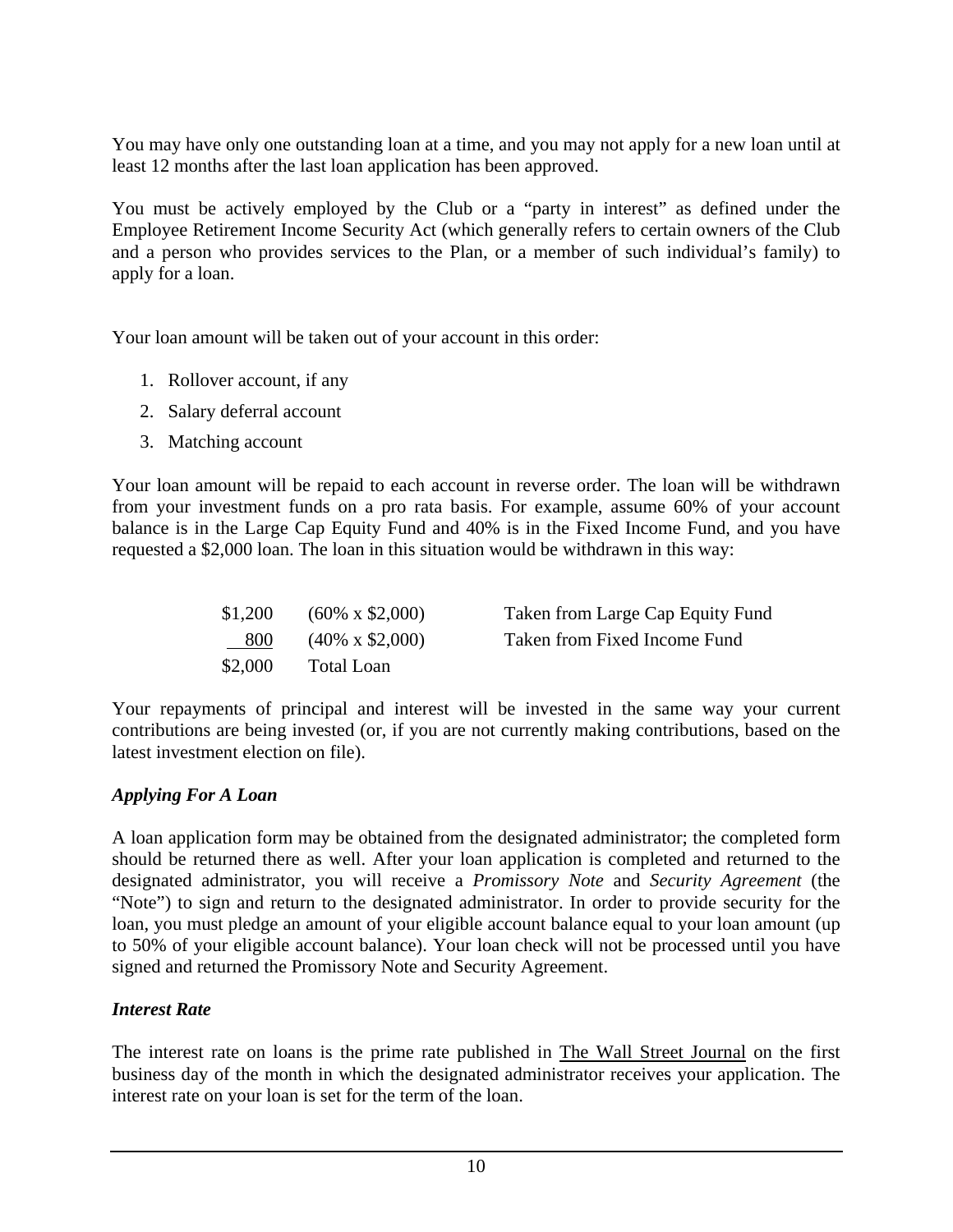You may have only one outstanding loan at a time, and you may not apply for a new loan until at least 12 months after the last loan application has been approved.

You must be actively employed by the Club or a "party in interest" as defined under the Employee Retirement Income Security Act (which generally refers to certain owners of the Club and a person who provides services to the Plan, or a member of such individual's family) to apply for a loan.

Your loan amount will be taken out of your account in this order:

1. Rollover account, if any
2. Salary deferral account
3. Matching account

Your loan amount will be repaid to each account in reverse order. The loan will be withdrawn from your investment funds on a pro rata basis. For example, assume 60% of your account balance is in the Large Cap Equity Fund and 40% is in the Fixed Income Fund, and you have requested a $2,000 loan. The loan in this situation would be withdrawn in this way:

| | | |
|---|---|---|
| $1,200 | (60% x $2,000) | Taken from Large Cap Equity Fund |
| 800 | (40% x $2,000) | Taken from Fixed Income Fund |
| $2,000 | Total Loan | |

Your repayments of principal and interest will be invested in the same way your current contributions are being invested (or, if you are not currently making contributions, based on the latest investment election on file).

### *Applying For A Loan*

A loan application form may be obtained from the designated administrator; the completed form should be returned there as well. After your loan application is completed and returned to the designated administrator, you will receive a *Promissory Note* and *Security Agreement* (the "Note") to sign and return to the designated administrator. In order to provide security for the loan, you must pledge an amount of your eligible account balance equal to your loan amount (up to 50% of your eligible account balance). Your loan check will not be processed until you have signed and returned the Promissory Note and Security Agreement.

### *Interest Rate*

The interest rate on loans is the prime rate published in The Wall Street Journal on the first business day of the month in which the designated administrator receives your application. The interest rate on your loan is set for the term of the loan.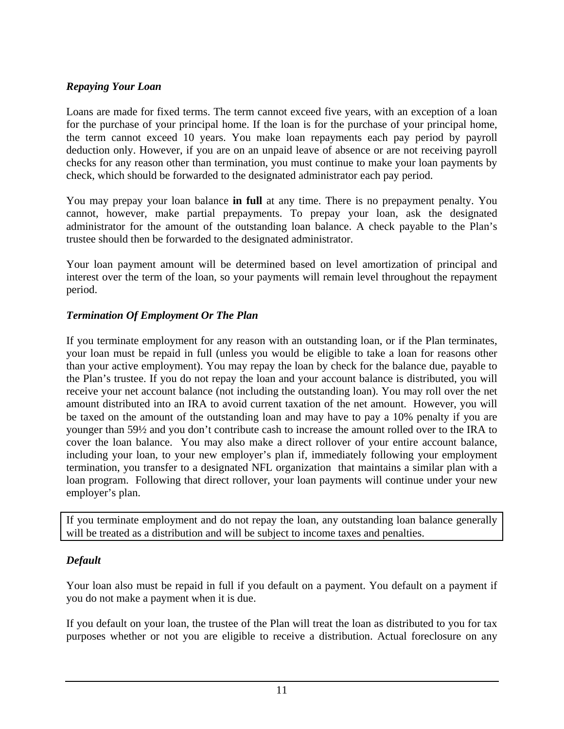### *Repaying Your Loan*

Loans are made for fixed terms. The term cannot exceed five years, with an exception of a loan for the purchase of your principal home. If the loan is for the purchase of your principal home, the term cannot exceed 10 years. You make loan repayments each pay period by payroll deduction only. However, if you are on an unpaid leave of absence or are not receiving payroll checks for any reason other than termination, you must continue to make your loan payments by check, which should be forwarded to the designated administrator each pay period.

You may prepay your loan balance **in full** at any time. There is no prepayment penalty. You cannot, however, make partial prepayments. To prepay your loan, ask the designated administrator for the amount of the outstanding loan balance. A check payable to the Plan's trustee should then be forwarded to the designated administrator.

Your loan payment amount will be determined based on level amortization of principal and interest over the term of the loan, so your payments will remain level throughout the repayment period.

### *Termination Of Employment Or The Plan*

If you terminate employment for any reason with an outstanding loan, or if the Plan terminates, your loan must be repaid in full (unless you would be eligible to take a loan for reasons other than your active employment). You may repay the loan by check for the balance due, payable to the Plan's trustee. If you do not repay the loan and your account balance is distributed, you will receive your net account balance (not including the outstanding loan). You may roll over the net amount distributed into an IRA to avoid current taxation of the net amount. However, you will be taxed on the amount of the outstanding loan and may have to pay a 10% penalty if you are younger than 59½ and you don't contribute cash to increase the amount rolled over to the IRA to cover the loan balance. You may also make a direct rollover of your entire account balance, including your loan, to your new employer's plan if, immediately following your employment termination, you transfer to a designated NFL organization that maintains a similar plan with a loan program. Following that direct rollover, your loan payments will continue under your new employer's plan.

> If you terminate employment and do not repay the loan, any outstanding loan balance generally will be treated as a distribution and will be subject to income taxes and penalties.

### *Default*

Your loan also must be repaid in full if you default on a payment. You default on a payment if you do not make a payment when it is due.

If you default on your loan, the trustee of the Plan will treat the loan as distributed to you for tax purposes whether or not you are eligible to receive a distribution. Actual foreclosure on any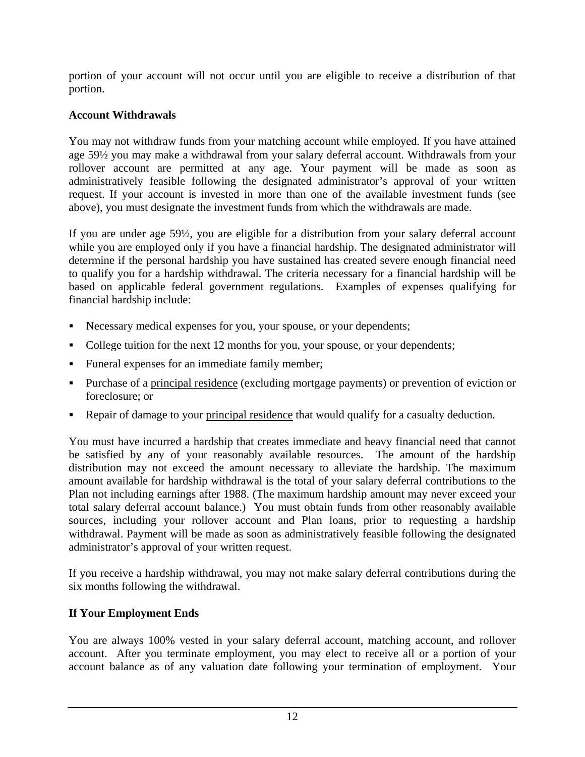portion of your account will not occur until you are eligible to receive a distribution of that portion.

**Account Withdrawals**

You may not withdraw funds from your matching account while employed. If you have attained age 59½ you may make a withdrawal from your salary deferral account. Withdrawals from your rollover account are permitted at any age. Your payment will be made as soon as administratively feasible following the designated administrator's approval of your written request. If your account is invested in more than one of the available investment funds (see above), you must designate the investment funds from which the withdrawals are made.

If you are under age 59½, you are eligible for a distribution from your salary deferral account while you are employed only if you have a financial hardship. The designated administrator will determine if the personal hardship you have sustained has created severe enough financial need to qualify you for a hardship withdrawal. The criteria necessary for a financial hardship will be based on applicable federal government regulations. Examples of expenses qualifying for financial hardship include:

- Necessary medical expenses for you, your spouse, or your dependents;
- College tuition for the next 12 months for you, your spouse, or your dependents;
- Funeral expenses for an immediate family member;
- Purchase of a principal residence (excluding mortgage payments) or prevention of eviction or foreclosure; or
- Repair of damage to your principal residence that would qualify for a casualty deduction.

You must have incurred a hardship that creates immediate and heavy financial need that cannot be satisfied by any of your reasonably available resources. The amount of the hardship distribution may not exceed the amount necessary to alleviate the hardship. The maximum amount available for hardship withdrawal is the total of your salary deferral contributions to the Plan not including earnings after 1988. (The maximum hardship amount may never exceed your total salary deferral account balance.) You must obtain funds from other reasonably available sources, including your rollover account and Plan loans, prior to requesting a hardship withdrawal. Payment will be made as soon as administratively feasible following the designated administrator's approval of your written request.

If you receive a hardship withdrawal, you may not make salary deferral contributions during the six months following the withdrawal.

**If Your Employment Ends**

You are always 100% vested in your salary deferral account, matching account, and rollover account. After you terminate employment, you may elect to receive all or a portion of your account balance as of any valuation date following your termination of employment. Your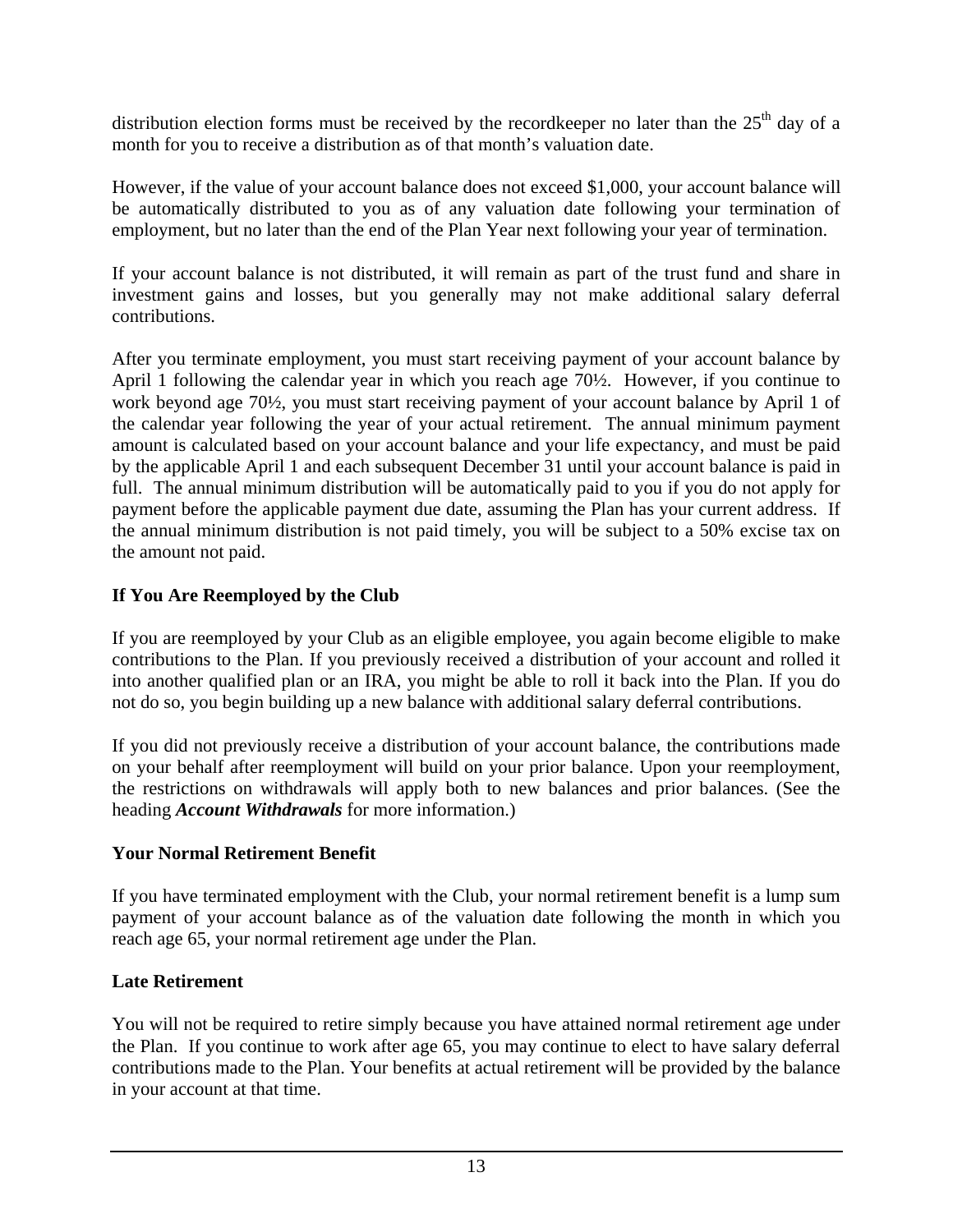distribution election forms must be received by the recordkeeper no later than the $25^{th}$ day of a month for you to receive a distribution as of that month's valuation date.

However, if the value of your account balance does not exceed $1,000, your account balance will be automatically distributed to you as of any valuation date following your termination of employment, but no later than the end of the Plan Year next following your year of termination.

If your account balance is not distributed, it will remain as part of the trust fund and share in investment gains and losses, but you generally may not make additional salary deferral contributions.

After you terminate employment, you must start receiving payment of your account balance by April 1 following the calendar year in which you reach age 70½. However, if you continue to work beyond age 70½, you must start receiving payment of your account balance by April 1 of the calendar year following the year of your actual retirement. The annual minimum payment amount is calculated based on your account balance and your life expectancy, and must be paid by the applicable April 1 and each subsequent December 31 until your account balance is paid in full. The annual minimum distribution will be automatically paid to you if you do not apply for payment before the applicable payment due date, assuming the Plan has your current address. If the annual minimum distribution is not paid timely, you will be subject to a 50% excise tax on the amount not paid.

**If You Are Reemployed by the Club**

If you are reemployed by your Club as an eligible employee, you again become eligible to make contributions to the Plan. If you previously received a distribution of your account and rolled it into another qualified plan or an IRA, you might be able to roll it back into the Plan. If you do not do so, you begin building up a new balance with additional salary deferral contributions.

If you did not previously receive a distribution of your account balance, the contributions made on your behalf after reemployment will build on your prior balance. Upon your reemployment, the restrictions on withdrawals will apply both to new balances and prior balances. (See the heading ***Account Withdrawals*** for more information.)

**Your Normal Retirement Benefit**

If you have terminated employment with the Club, your normal retirement benefit is a lump sum payment of your account balance as of the valuation date following the month in which you reach age 65, your normal retirement age under the Plan.

**Late Retirement**

You will not be required to retire simply because you have attained normal retirement age under the Plan. If you continue to work after age 65, you may continue to elect to have salary deferral contributions made to the Plan. Your benefits at actual retirement will be provided by the balance in your account at that time.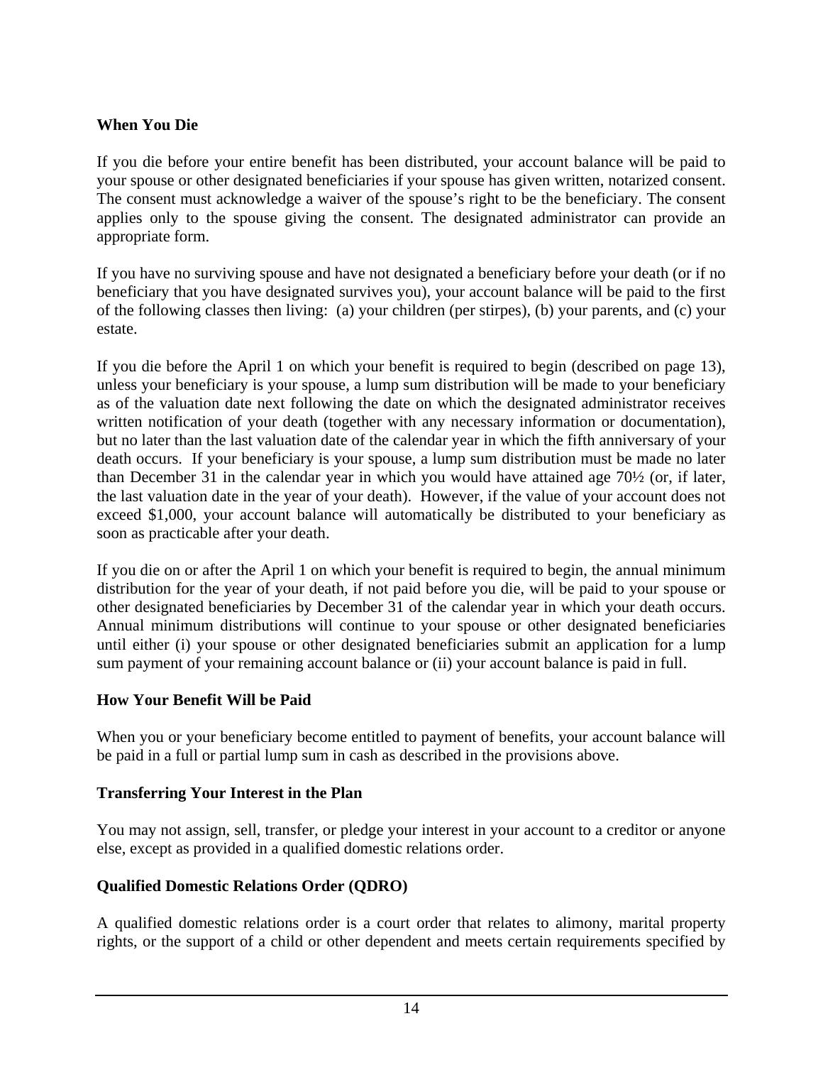### When You Die

If you die before your entire benefit has been distributed, your account balance will be paid to your spouse or other designated beneficiaries if your spouse has given written, notarized consent. The consent must acknowledge a waiver of the spouse's right to be the beneficiary. The consent applies only to the spouse giving the consent. The designated administrator can provide an appropriate form.

If you have no surviving spouse and have not designated a beneficiary before your death (or if no beneficiary that you have designated survives you), your account balance will be paid to the first of the following classes then living: (a) your children (per stirpes), (b) your parents, and (c) your estate.

If you die before the April 1 on which your benefit is required to begin (described on page 13), unless your beneficiary is your spouse, a lump sum distribution will be made to your beneficiary as of the valuation date next following the date on which the designated administrator receives written notification of your death (together with any necessary information or documentation), but no later than the last valuation date of the calendar year in which the fifth anniversary of your death occurs. If your beneficiary is your spouse, a lump sum distribution must be made no later than December 31 in the calendar year in which you would have attained age 70½ (or, if later, the last valuation date in the year of your death). However, if the value of your account does not exceed $1,000, your account balance will automatically be distributed to your beneficiary as soon as practicable after your death.

If you die on or after the April 1 on which your benefit is required to begin, the annual minimum distribution for the year of your death, if not paid before you die, will be paid to your spouse or other designated beneficiaries by December 31 of the calendar year in which your death occurs. Annual minimum distributions will continue to your spouse or other designated beneficiaries until either (i) your spouse or other designated beneficiaries submit an application for a lump sum payment of your remaining account balance or (ii) your account balance is paid in full.

### How Your Benefit Will be Paid

When you or your beneficiary become entitled to payment of benefits, your account balance will be paid in a full or partial lump sum in cash as described in the provisions above.

### Transferring Your Interest in the Plan

You may not assign, sell, transfer, or pledge your interest in your account to a creditor or anyone else, except as provided in a qualified domestic relations order.

### Qualified Domestic Relations Order (QDRO)

A qualified domestic relations order is a court order that relates to alimony, marital property rights, or the support of a child or other dependent and meets certain requirements specified by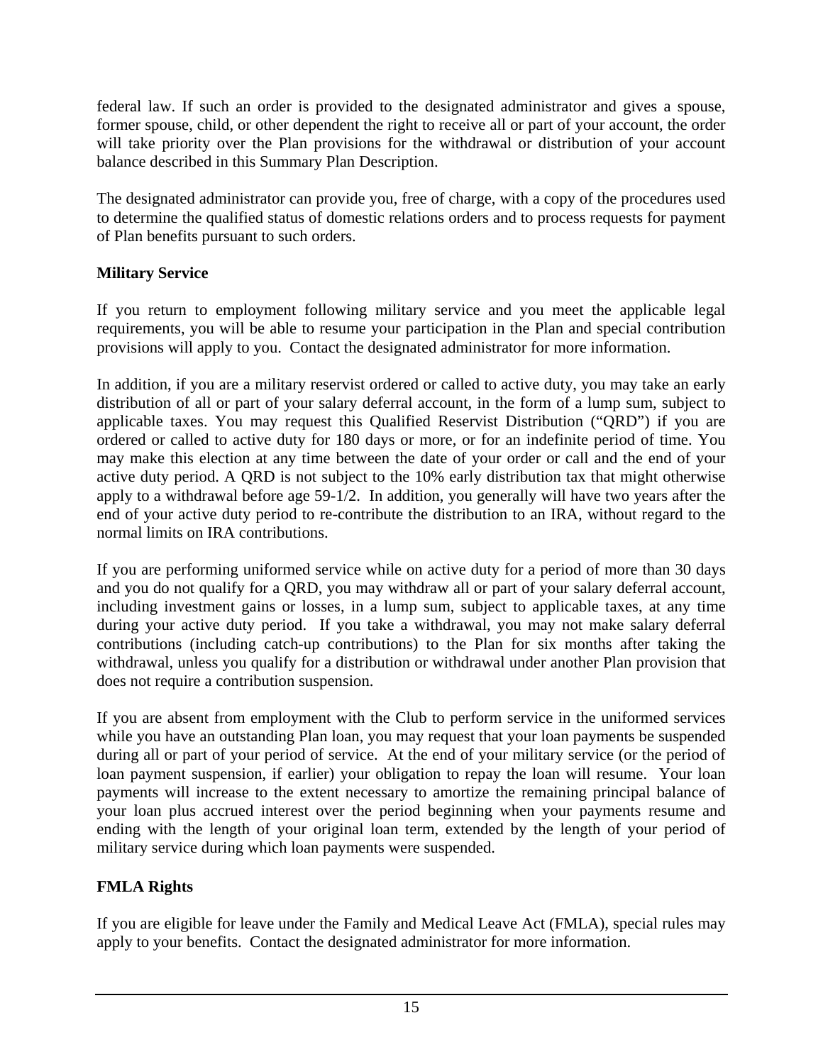federal law. If such an order is provided to the designated administrator and gives a spouse, former spouse, child, or other dependent the right to receive all or part of your account, the order will take priority over the Plan provisions for the withdrawal or distribution of your account balance described in this Summary Plan Description.

The designated administrator can provide you, free of charge, with a copy of the procedures used to determine the qualified status of domestic relations orders and to process requests for payment of Plan benefits pursuant to such orders.

**Military Service**

If you return to employment following military service and you meet the applicable legal requirements, you will be able to resume your participation in the Plan and special contribution provisions will apply to you. Contact the designated administrator for more information.

In addition, if you are a military reservist ordered or called to active duty, you may take an early distribution of all or part of your salary deferral account, in the form of a lump sum, subject to applicable taxes. You may request this Qualified Reservist Distribution ("QRD") if you are ordered or called to active duty for 180 days or more, or for an indefinite period of time. You may make this election at any time between the date of your order or call and the end of your active duty period. A QRD is not subject to the 10% early distribution tax that might otherwise apply to a withdrawal before age 59-1/2. In addition, you generally will have two years after the end of your active duty period to re-contribute the distribution to an IRA, without regard to the normal limits on IRA contributions.

If you are performing uniformed service while on active duty for a period of more than 30 days and you do not qualify for a QRD, you may withdraw all or part of your salary deferral account, including investment gains or losses, in a lump sum, subject to applicable taxes, at any time during your active duty period. If you take a withdrawal, you may not make salary deferral contributions (including catch-up contributions) to the Plan for six months after taking the withdrawal, unless you qualify for a distribution or withdrawal under another Plan provision that does not require a contribution suspension.

If you are absent from employment with the Club to perform service in the uniformed services while you have an outstanding Plan loan, you may request that your loan payments be suspended during all or part of your period of service. At the end of your military service (or the period of loan payment suspension, if earlier) your obligation to repay the loan will resume. Your loan payments will increase to the extent necessary to amortize the remaining principal balance of your loan plus accrued interest over the period beginning when your payments resume and ending with the length of your original loan term, extended by the length of your period of military service during which loan payments were suspended.

**FMLA Rights**

If you are eligible for leave under the Family and Medical Leave Act (FMLA), special rules may apply to your benefits. Contact the designated administrator for more information.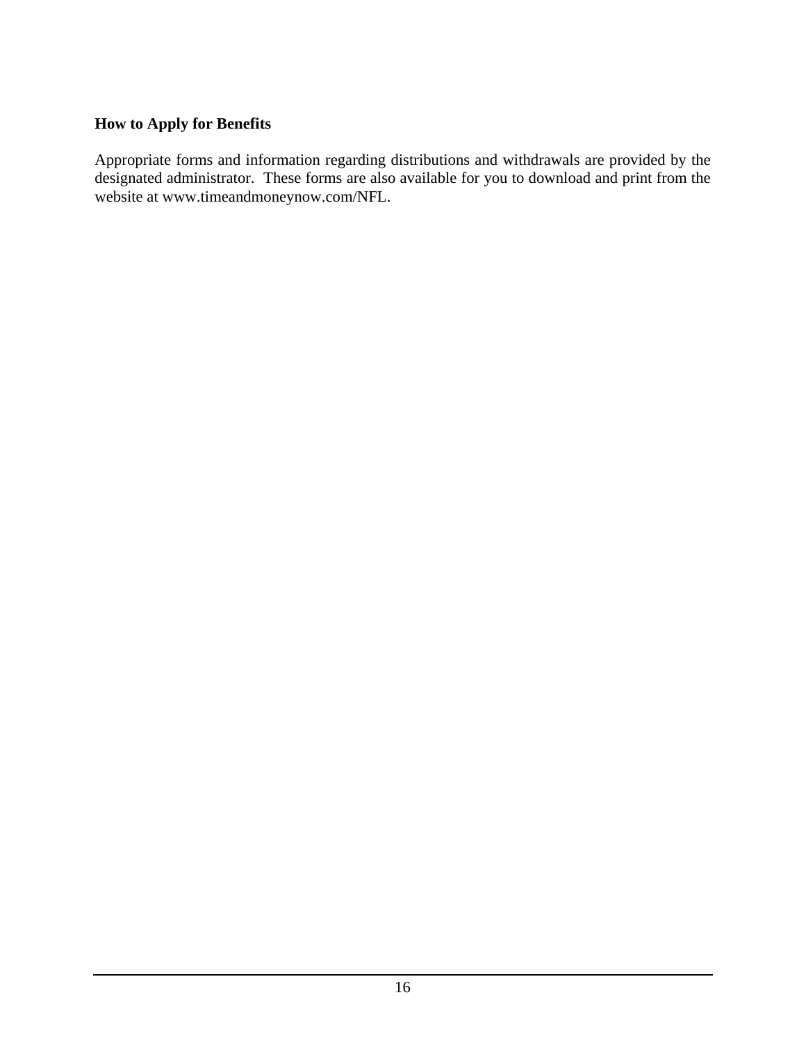**How to Apply for Benefits**

Appropriate forms and information regarding distributions and withdrawals are provided by the designated administrator. These forms are also available for you to download and print from the website at www.timeandmoneynow.com/NFL.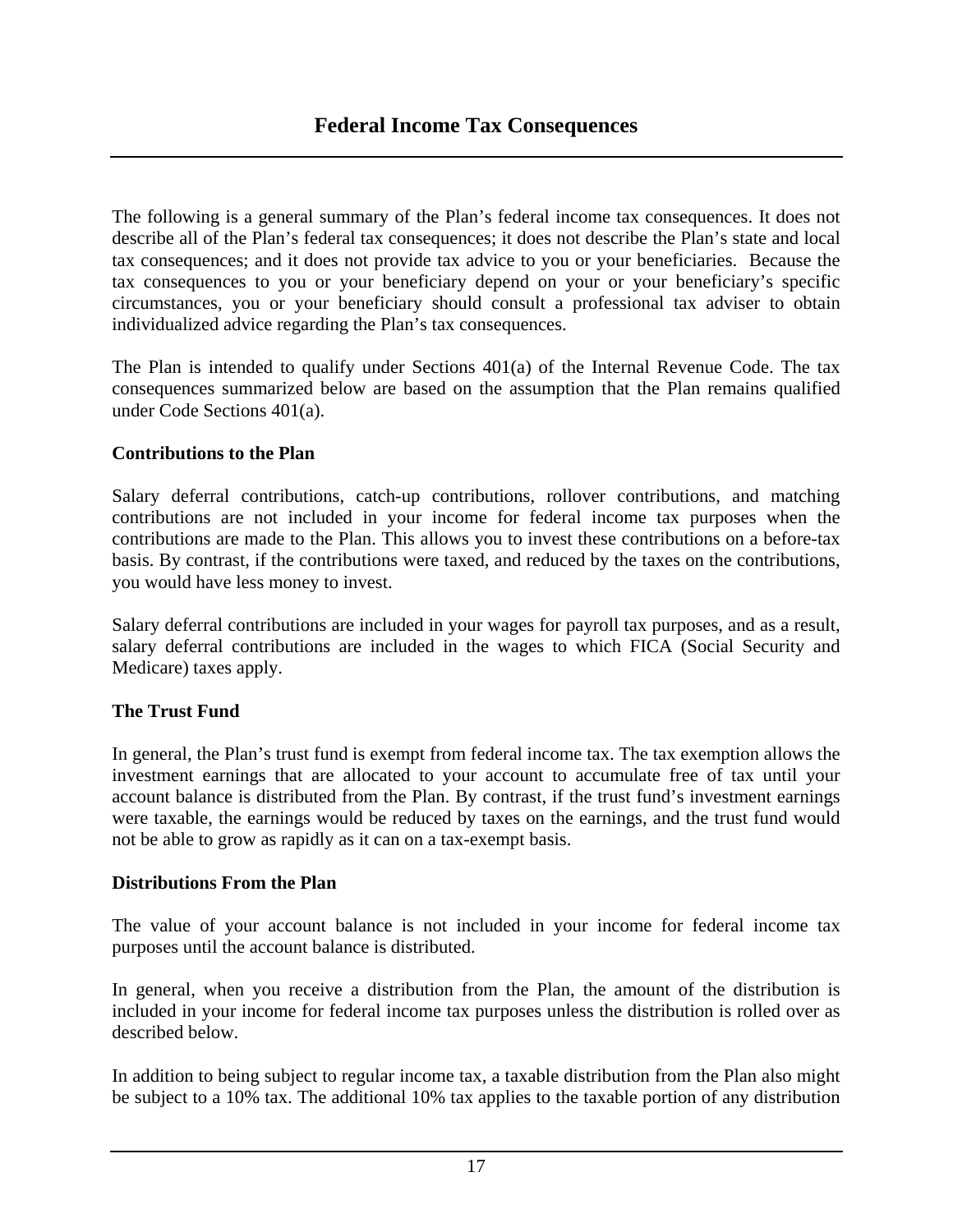# Federal Income Tax Consequences

The following is a general summary of the Plan's federal income tax consequences. It does not describe all of the Plan's federal tax consequences; it does not describe the Plan's state and local tax consequences; and it does not provide tax advice to you or your beneficiaries. Because the tax consequences to you or your beneficiary depend on your or your beneficiary's specific circumstances, you or your beneficiary should consult a professional tax adviser to obtain individualized advice regarding the Plan's tax consequences.

The Plan is intended to qualify under Sections 401(a) of the Internal Revenue Code. The tax consequences summarized below are based on the assumption that the Plan remains qualified under Code Sections 401(a).

**Contributions to the Plan**

Salary deferral contributions, catch-up contributions, rollover contributions, and matching contributions are not included in your income for federal income tax purposes when the contributions are made to the Plan. This allows you to invest these contributions on a before-tax basis. By contrast, if the contributions were taxed, and reduced by the taxes on the contributions, you would have less money to invest.

Salary deferral contributions are included in your wages for payroll tax purposes, and as a result, salary deferral contributions are included in the wages to which FICA (Social Security and Medicare) taxes apply.

**The Trust Fund**

In general, the Plan's trust fund is exempt from federal income tax. The tax exemption allows the investment earnings that are allocated to your account to accumulate free of tax until your account balance is distributed from the Plan. By contrast, if the trust fund's investment earnings were taxable, the earnings would be reduced by taxes on the earnings, and the trust fund would not be able to grow as rapidly as it can on a tax-exempt basis.

**Distributions From the Plan**

The value of your account balance is not included in your income for federal income tax purposes until the account balance is distributed.

In general, when you receive a distribution from the Plan, the amount of the distribution is included in your income for federal income tax purposes unless the distribution is rolled over as described below.

In addition to being subject to regular income tax, a taxable distribution from the Plan also might be subject to a 10% tax. The additional 10% tax applies to the taxable portion of any distribution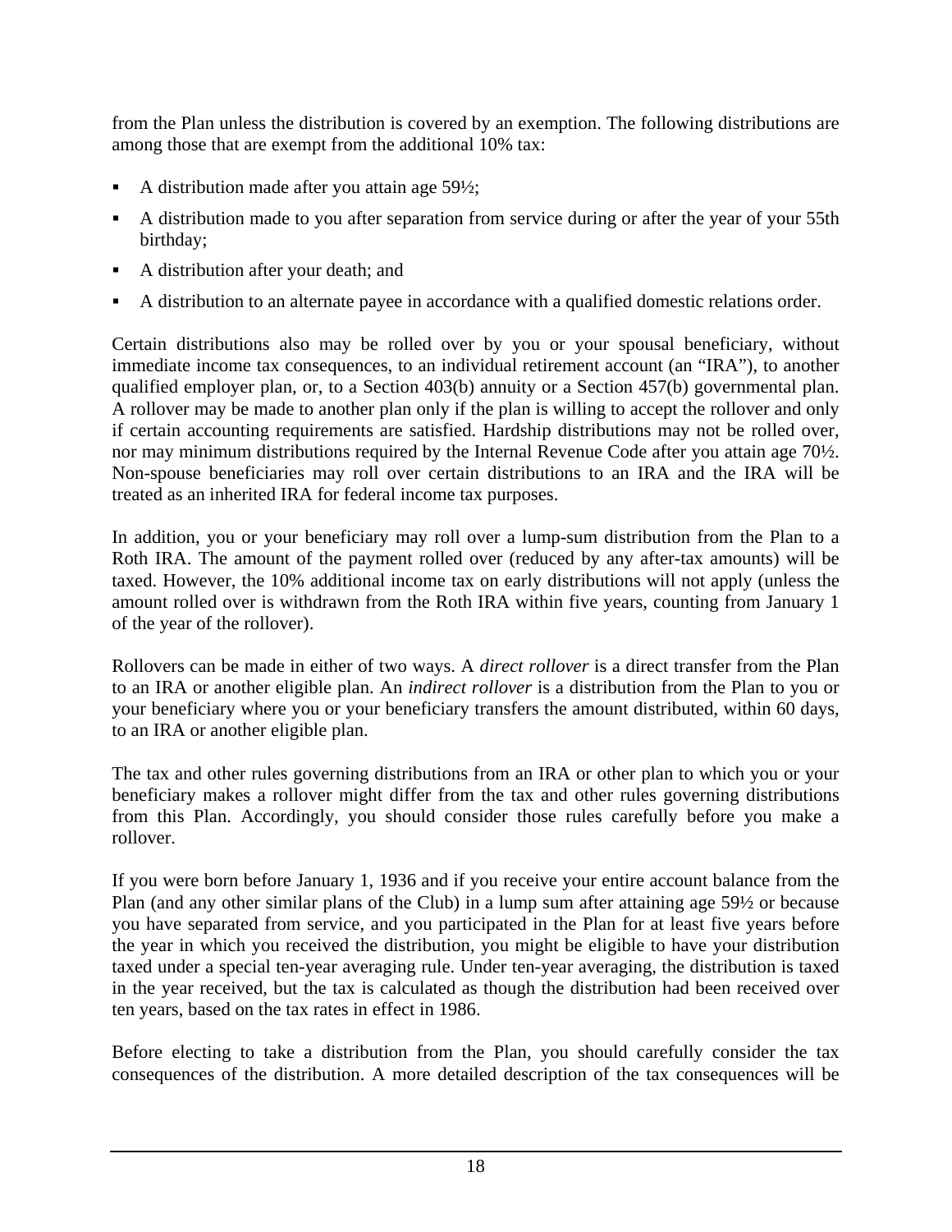from the Plan unless the distribution is covered by an exemption. The following distributions are among those that are exempt from the additional 10% tax:

- A distribution made after you attain age 59½;
- A distribution made to you after separation from service during or after the year of your 55th birthday;
- A distribution after your death; and
- A distribution to an alternate payee in accordance with a qualified domestic relations order.

Certain distributions also may be rolled over by you or your spousal beneficiary, without immediate income tax consequences, to an individual retirement account (an "IRA"), to another qualified employer plan, or, to a Section 403(b) annuity or a Section 457(b) governmental plan. A rollover may be made to another plan only if the plan is willing to accept the rollover and only if certain accounting requirements are satisfied. Hardship distributions may not be rolled over, nor may minimum distributions required by the Internal Revenue Code after you attain age 70½. Non-spouse beneficiaries may roll over certain distributions to an IRA and the IRA will be treated as an inherited IRA for federal income tax purposes.

In addition, you or your beneficiary may roll over a lump-sum distribution from the Plan to a Roth IRA. The amount of the payment rolled over (reduced by any after-tax amounts) will be taxed. However, the 10% additional income tax on early distributions will not apply (unless the amount rolled over is withdrawn from the Roth IRA within five years, counting from January 1 of the year of the rollover).

Rollovers can be made in either of two ways. A *direct rollover* is a direct transfer from the Plan to an IRA or another eligible plan. An *indirect rollover* is a distribution from the Plan to you or your beneficiary where you or your beneficiary transfers the amount distributed, within 60 days, to an IRA or another eligible plan.

The tax and other rules governing distributions from an IRA or other plan to which you or your beneficiary makes a rollover might differ from the tax and other rules governing distributions from this Plan. Accordingly, you should consider those rules carefully before you make a rollover.

If you were born before January 1, 1936 and if you receive your entire account balance from the Plan (and any other similar plans of the Club) in a lump sum after attaining age 59½ or because you have separated from service, and you participated in the Plan for at least five years before the year in which you received the distribution, you might be eligible to have your distribution taxed under a special ten-year averaging rule. Under ten-year averaging, the distribution is taxed in the year received, but the tax is calculated as though the distribution had been received over ten years, based on the tax rates in effect in 1986.

Before electing to take a distribution from the Plan, you should carefully consider the tax consequences of the distribution. A more detailed description of the tax consequences will be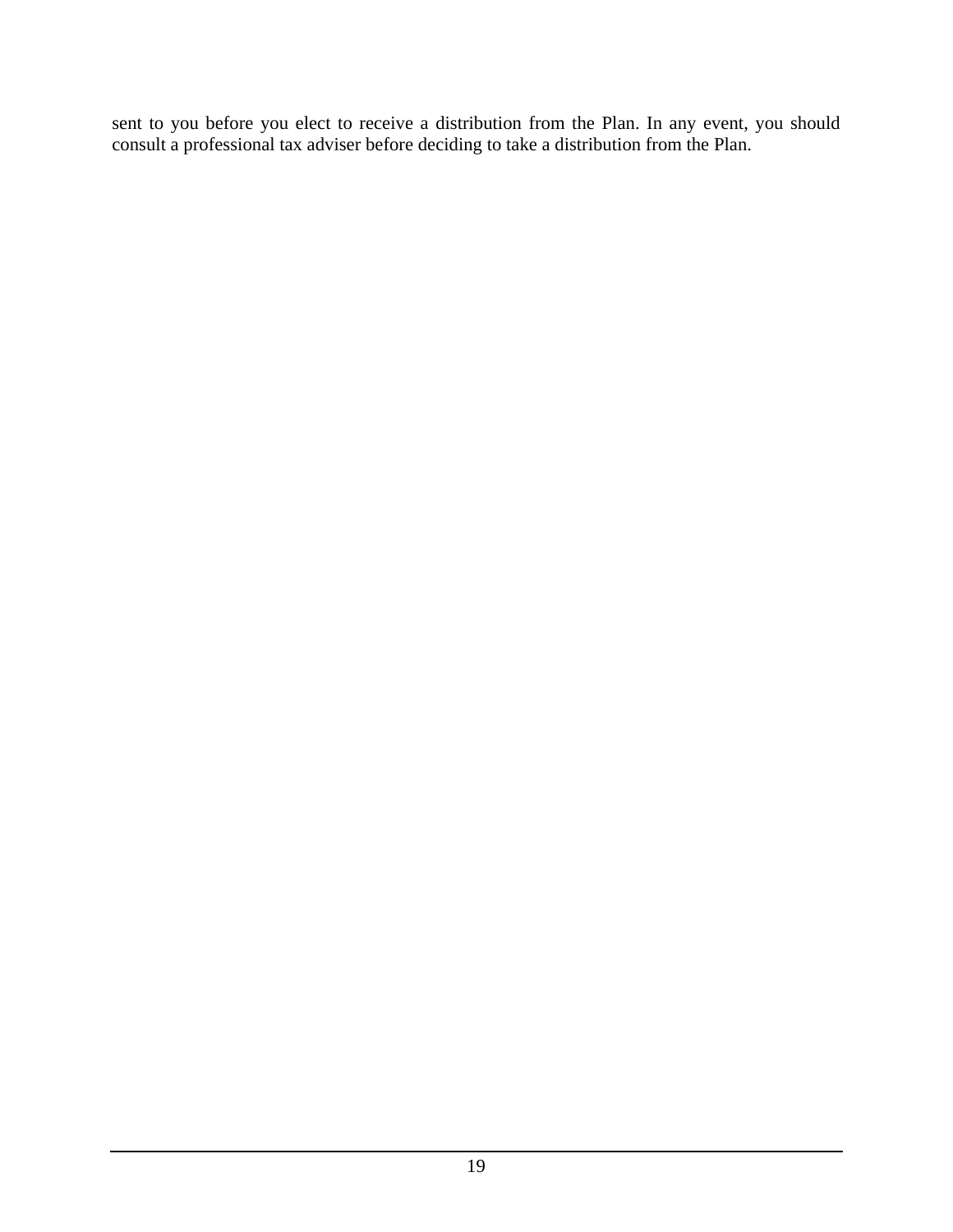sent to you before you elect to receive a distribution from the Plan. In any event, you should consult a professional tax adviser before deciding to take a distribution from the Plan.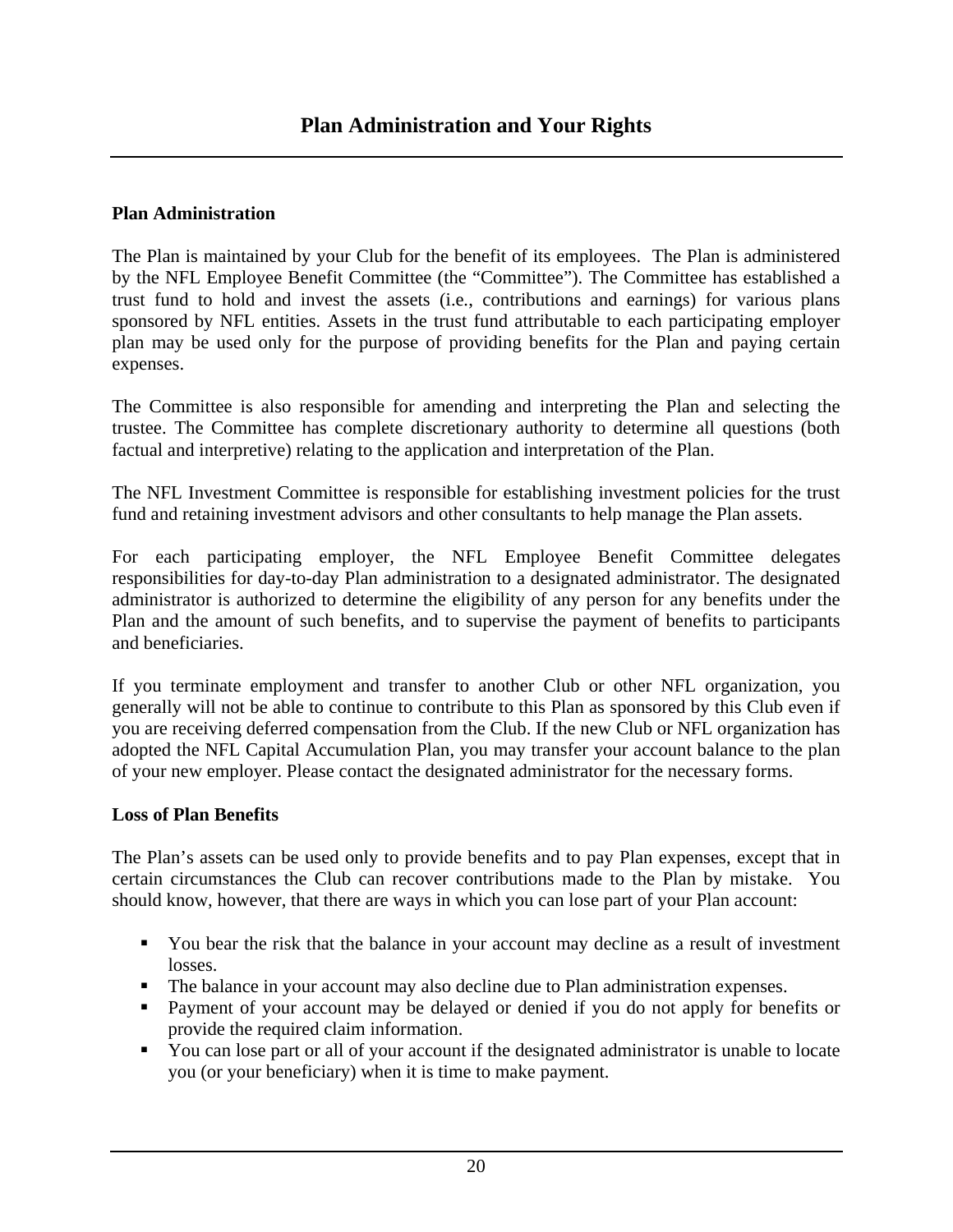# Plan Administration and Your Rights

**Plan Administration**

The Plan is maintained by your Club for the benefit of its employees. The Plan is administered by the NFL Employee Benefit Committee (the "Committee"). The Committee has established a trust fund to hold and invest the assets (i.e., contributions and earnings) for various plans sponsored by NFL entities. Assets in the trust fund attributable to each participating employer plan may be used only for the purpose of providing benefits for the Plan and paying certain expenses.

The Committee is also responsible for amending and interpreting the Plan and selecting the trustee. The Committee has complete discretionary authority to determine all questions (both factual and interpretive) relating to the application and interpretation of the Plan.

The NFL Investment Committee is responsible for establishing investment policies for the trust fund and retaining investment advisors and other consultants to help manage the Plan assets.

For each participating employer, the NFL Employee Benefit Committee delegates responsibilities for day-to-day Plan administration to a designated administrator. The designated administrator is authorized to determine the eligibility of any person for any benefits under the Plan and the amount of such benefits, and to supervise the payment of benefits to participants and beneficiaries.

If you terminate employment and transfer to another Club or other NFL organization, you generally will not be able to continue to contribute to this Plan as sponsored by this Club even if you are receiving deferred compensation from the Club. If the new Club or NFL organization has adopted the NFL Capital Accumulation Plan, you may transfer your account balance to the plan of your new employer. Please contact the designated administrator for the necessary forms.

**Loss of Plan Benefits**

The Plan's assets can be used only to provide benefits and to pay Plan expenses, except that in certain circumstances the Club can recover contributions made to the Plan by mistake. You should know, however, that there are ways in which you can lose part of your Plan account:

- You bear the risk that the balance in your account may decline as a result of investment losses.
- The balance in your account may also decline due to Plan administration expenses.
- Payment of your account may be delayed or denied if you do not apply for benefits or provide the required claim information.
- You can lose part or all of your account if the designated administrator is unable to locate you (or your beneficiary) when it is time to make payment.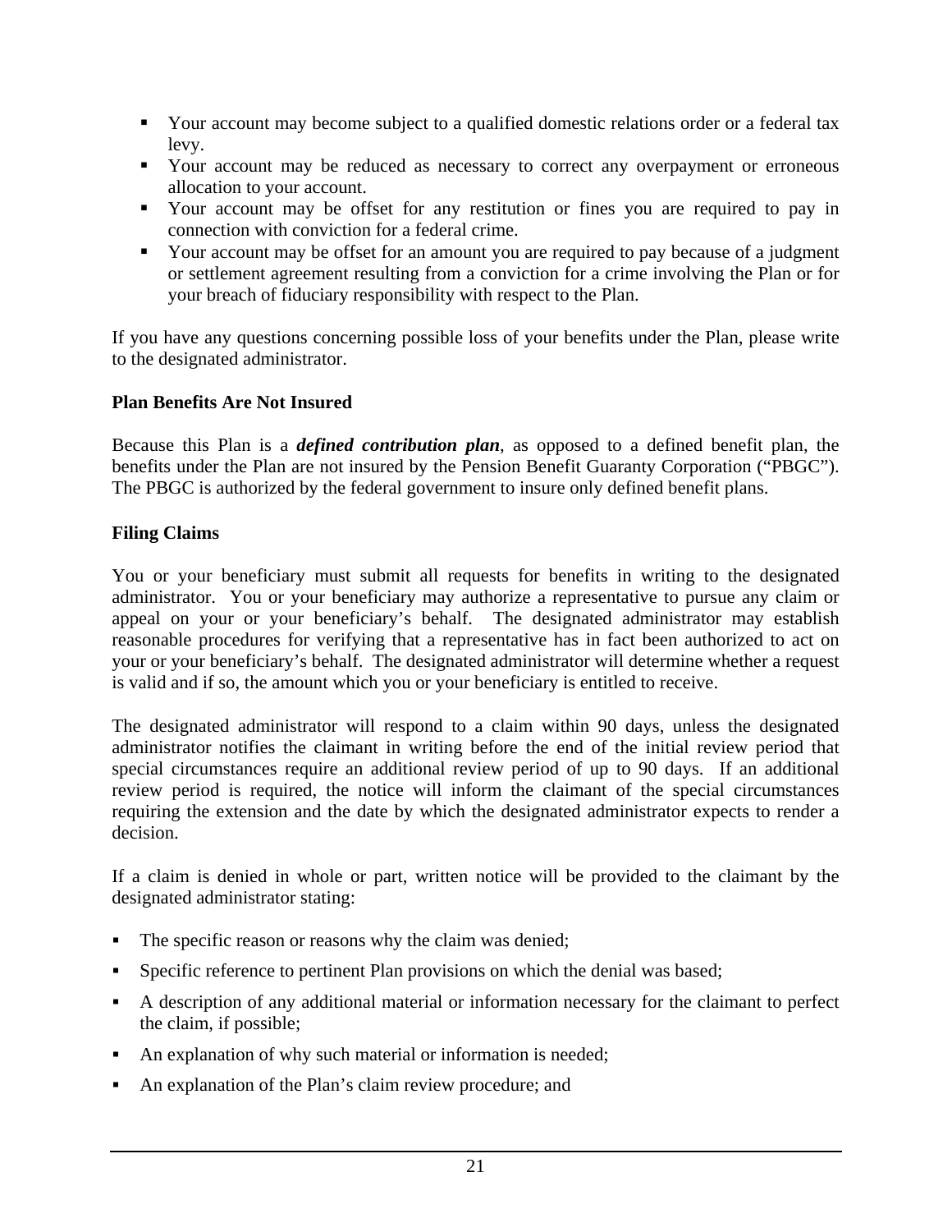- Your account may become subject to a qualified domestic relations order or a federal tax levy.
- Your account may be reduced as necessary to correct any overpayment or erroneous allocation to your account.
- Your account may be offset for any restitution or fines you are required to pay in connection with conviction for a federal crime.
- Your account may be offset for an amount you are required to pay because of a judgment or settlement agreement resulting from a conviction for a crime involving the Plan or for your breach of fiduciary responsibility with respect to the Plan.

If you have any questions concerning possible loss of your benefits under the Plan, please write to the designated administrator.

**Plan Benefits Are Not Insured**

Because this Plan is a ***defined contribution plan***, as opposed to a defined benefit plan, the benefits under the Plan are not insured by the Pension Benefit Guaranty Corporation ("PBGC"). The PBGC is authorized by the federal government to insure only defined benefit plans.

**Filing Claims**

You or your beneficiary must submit all requests for benefits in writing to the designated administrator. You or your beneficiary may authorize a representative to pursue any claim or appeal on your or your beneficiary's behalf. The designated administrator may establish reasonable procedures for verifying that a representative has in fact been authorized to act on your or your beneficiary's behalf. The designated administrator will determine whether a request is valid and if so, the amount which you or your beneficiary is entitled to receive.

The designated administrator will respond to a claim within 90 days, unless the designated administrator notifies the claimant in writing before the end of the initial review period that special circumstances require an additional review period of up to 90 days. If an additional review period is required, the notice will inform the claimant of the special circumstances requiring the extension and the date by which the designated administrator expects to render a decision.

If a claim is denied in whole or part, written notice will be provided to the claimant by the designated administrator stating:

- The specific reason or reasons why the claim was denied;
- Specific reference to pertinent Plan provisions on which the denial was based;
- A description of any additional material or information necessary for the claimant to perfect the claim, if possible;
- An explanation of why such material or information is needed;
- An explanation of the Plan's claim review procedure; and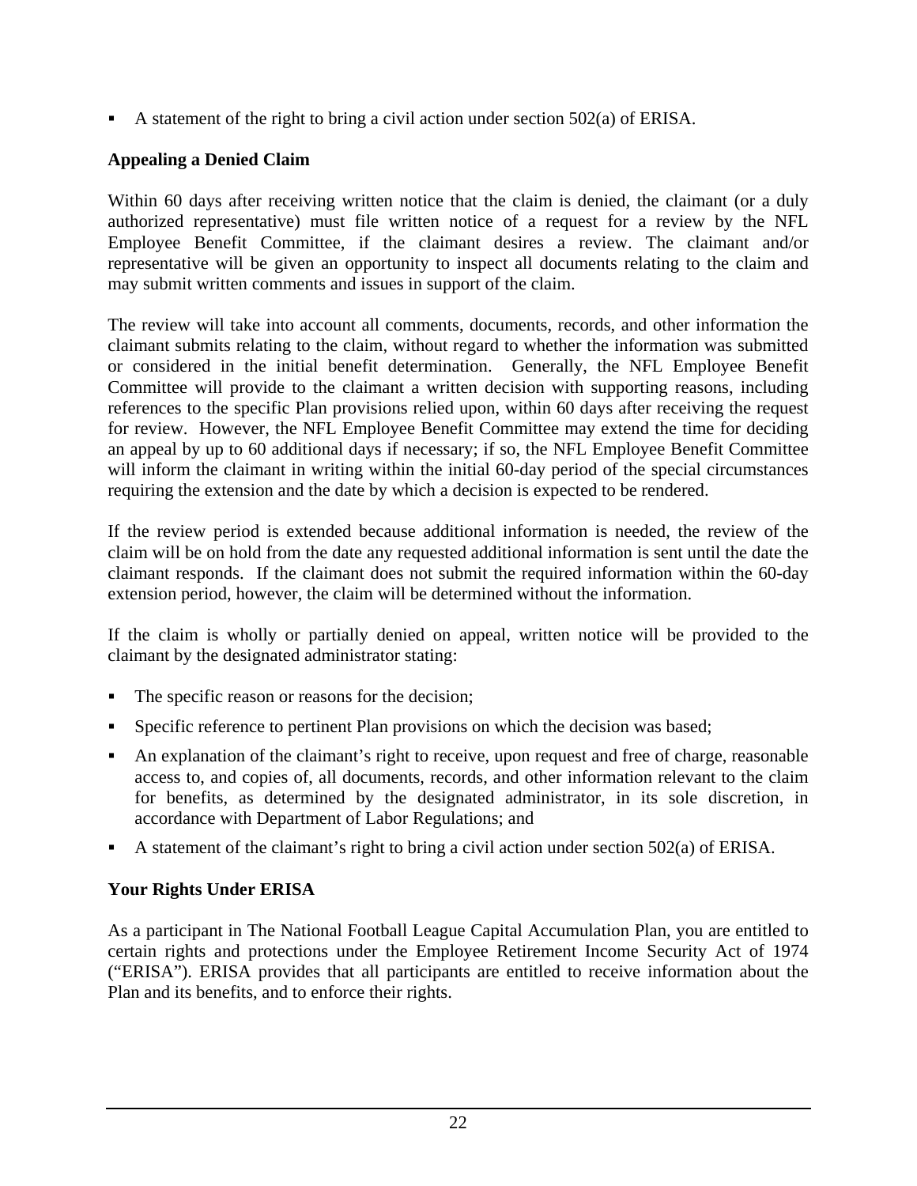- A statement of the right to bring a civil action under section 502(a) of ERISA.

**Appealing a Denied Claim**

Within 60 days after receiving written notice that the claim is denied, the claimant (or a duly authorized representative) must file written notice of a request for a review by the NFL Employee Benefit Committee, if the claimant desires a review. The claimant and/or representative will be given an opportunity to inspect all documents relating to the claim and may submit written comments and issues in support of the claim.

The review will take into account all comments, documents, records, and other information the claimant submits relating to the claim, without regard to whether the information was submitted or considered in the initial benefit determination. Generally, the NFL Employee Benefit Committee will provide to the claimant a written decision with supporting reasons, including references to the specific Plan provisions relied upon, within 60 days after receiving the request for review. However, the NFL Employee Benefit Committee may extend the time for deciding an appeal by up to 60 additional days if necessary; if so, the NFL Employee Benefit Committee will inform the claimant in writing within the initial 60-day period of the special circumstances requiring the extension and the date by which a decision is expected to be rendered.

If the review period is extended because additional information is needed, the review of the claim will be on hold from the date any requested additional information is sent until the date the claimant responds. If the claimant does not submit the required information within the 60-day extension period, however, the claim will be determined without the information.

If the claim is wholly or partially denied on appeal, written notice will be provided to the claimant by the designated administrator stating:

- The specific reason or reasons for the decision;
- Specific reference to pertinent Plan provisions on which the decision was based;
- An explanation of the claimant's right to receive, upon request and free of charge, reasonable access to, and copies of, all documents, records, and other information relevant to the claim for benefits, as determined by the designated administrator, in its sole discretion, in accordance with Department of Labor Regulations; and
- A statement of the claimant's right to bring a civil action under section 502(a) of ERISA.

**Your Rights Under ERISA**

As a participant in The National Football League Capital Accumulation Plan, you are entitled to certain rights and protections under the Employee Retirement Income Security Act of 1974 ("ERISA"). ERISA provides that all participants are entitled to receive information about the Plan and its benefits, and to enforce their rights.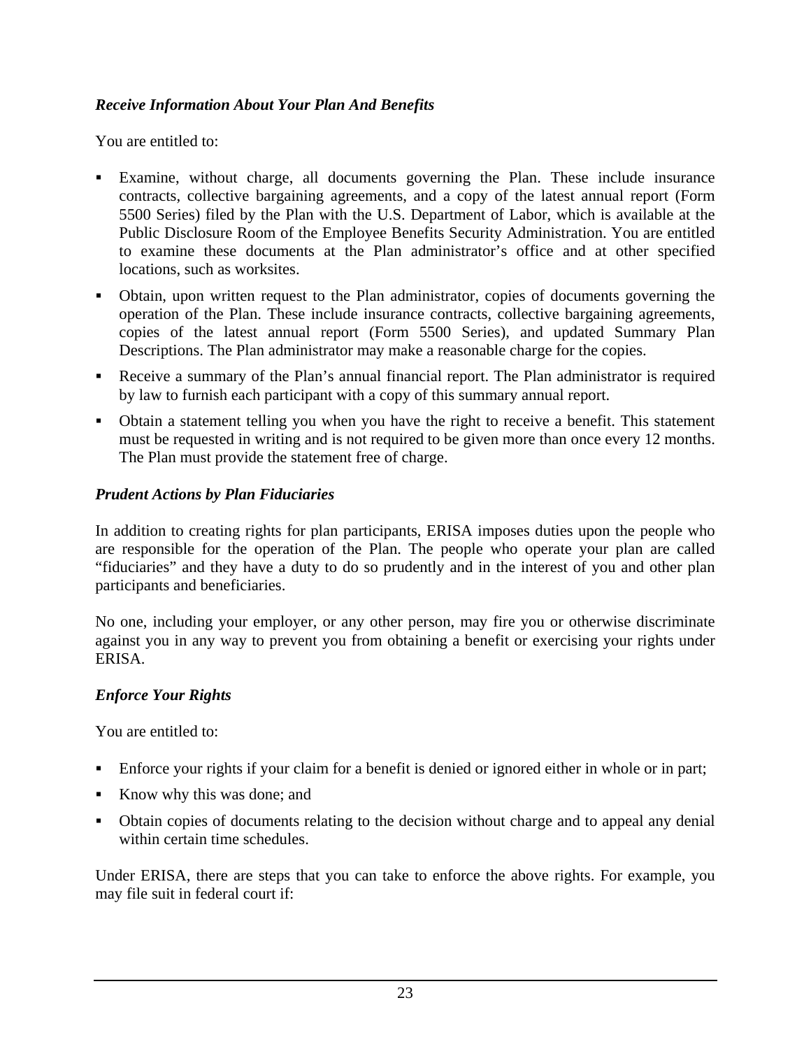*Receive Information About Your Plan And Benefits*

You are entitled to:

- Examine, without charge, all documents governing the Plan. These include insurance contracts, collective bargaining agreements, and a copy of the latest annual report (Form 5500 Series) filed by the Plan with the U.S. Department of Labor, which is available at the Public Disclosure Room of the Employee Benefits Security Administration. You are entitled to examine these documents at the Plan administrator's office and at other specified locations, such as worksites.
- Obtain, upon written request to the Plan administrator, copies of documents governing the operation of the Plan. These include insurance contracts, collective bargaining agreements, copies of the latest annual report (Form 5500 Series), and updated Summary Plan Descriptions. The Plan administrator may make a reasonable charge for the copies.
- Receive a summary of the Plan's annual financial report. The Plan administrator is required by law to furnish each participant with a copy of this summary annual report.
- Obtain a statement telling you when you have the right to receive a benefit. This statement must be requested in writing and is not required to be given more than once every 12 months. The Plan must provide the statement free of charge.

*Prudent Actions by Plan Fiduciaries*

In addition to creating rights for plan participants, ERISA imposes duties upon the people who are responsible for the operation of the Plan. The people who operate your plan are called "fiduciaries" and they have a duty to do so prudently and in the interest of you and other plan participants and beneficiaries.

No one, including your employer, or any other person, may fire you or otherwise discriminate against you in any way to prevent you from obtaining a benefit or exercising your rights under ERISA.

*Enforce Your Rights*

You are entitled to:

- Enforce your rights if your claim for a benefit is denied or ignored either in whole or in part;
- Know why this was done; and
- Obtain copies of documents relating to the decision without charge and to appeal any denial within certain time schedules.

Under ERISA, there are steps that you can take to enforce the above rights. For example, you may file suit in federal court if: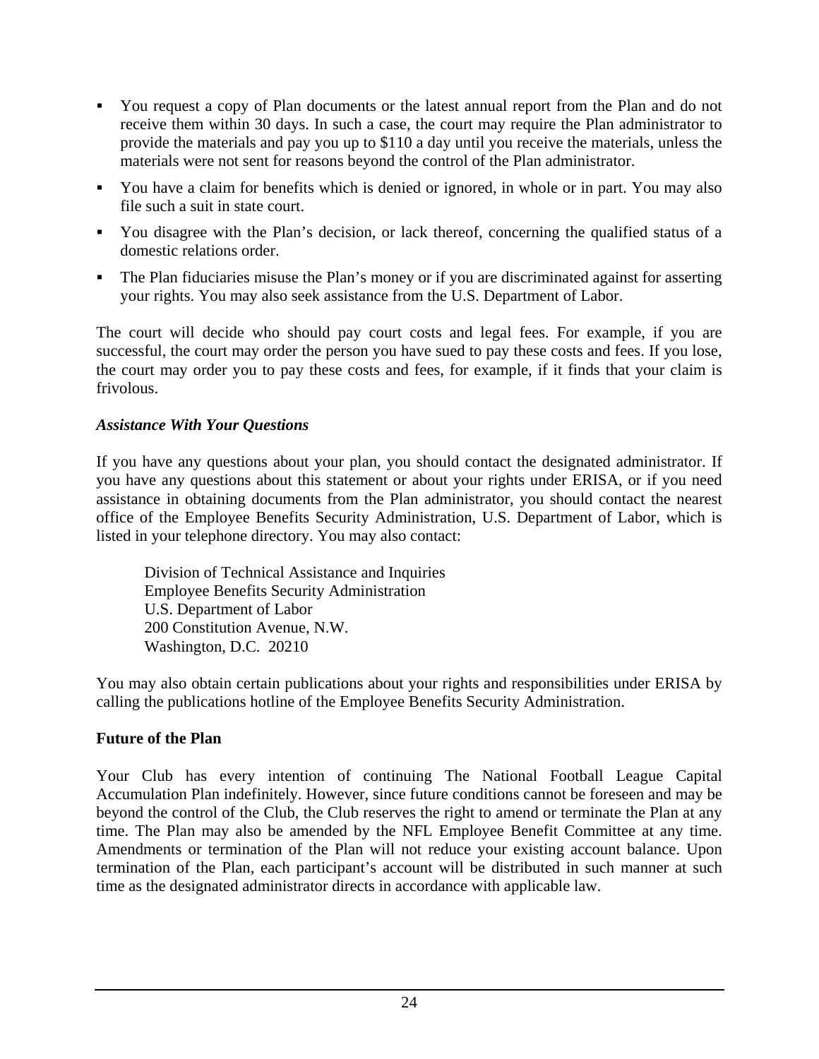- You request a copy of Plan documents or the latest annual report from the Plan and do not receive them within 30 days. In such a case, the court may require the Plan administrator to provide the materials and pay you up to $110 a day until you receive the materials, unless the materials were not sent for reasons beyond the control of the Plan administrator.
- You have a claim for benefits which is denied or ignored, in whole or in part. You may also file such a suit in state court.
- You disagree with the Plan's decision, or lack thereof, concerning the qualified status of a domestic relations order.
- The Plan fiduciaries misuse the Plan's money or if you are discriminated against for asserting your rights. You may also seek assistance from the U.S. Department of Labor.

The court will decide who should pay court costs and legal fees. For example, if you are successful, the court may order the person you have sued to pay these costs and fees. If you lose, the court may order you to pay these costs and fees, for example, if it finds that your claim is frivolous.

***Assistance With Your Questions***

If you have any questions about your plan, you should contact the designated administrator. If you have any questions about this statement or about your rights under ERISA, or if you need assistance in obtaining documents from the Plan administrator, you should contact the nearest office of the Employee Benefits Security Administration, U.S. Department of Labor, which is listed in your telephone directory. You may also contact:

> Division of Technical Assistance and Inquiries
> Employee Benefits Security Administration
> U.S. Department of Labor
> 200 Constitution Avenue, N.W.
> Washington, D.C. 20210

You may also obtain certain publications about your rights and responsibilities under ERISA by calling the publications hotline of the Employee Benefits Security Administration.

**Future of the Plan**

Your Club has every intention of continuing The National Football League Capital Accumulation Plan indefinitely. However, since future conditions cannot be foreseen and may be beyond the control of the Club, the Club reserves the right to amend or terminate the Plan at any time. The Plan may also be amended by the NFL Employee Benefit Committee at any time. Amendments or termination of the Plan will not reduce your existing account balance. Upon termination of the Plan, each participant's account will be distributed in such manner at such time as the designated administrator directs in accordance with applicable law.